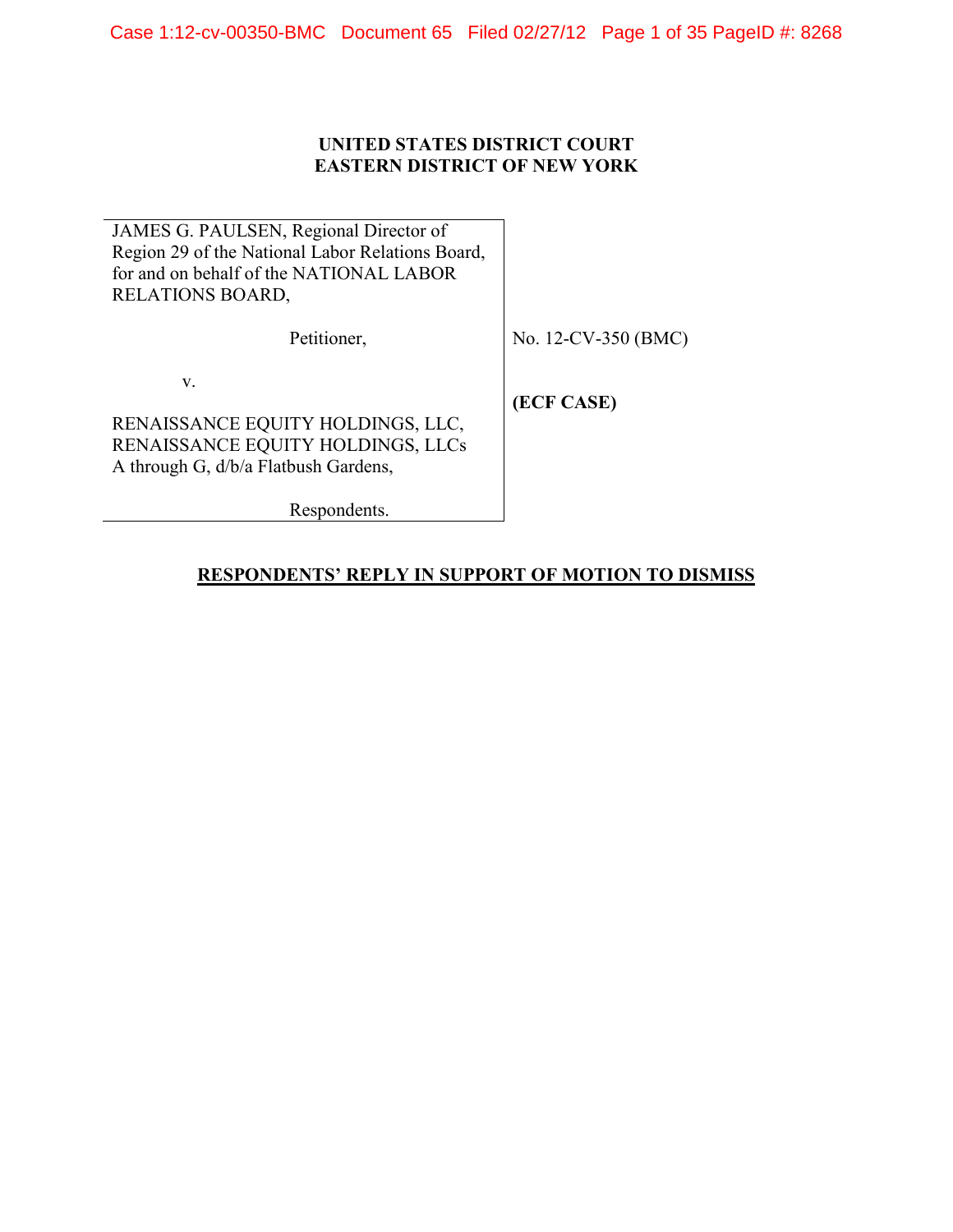**UNITED STATES DISTRICT COURT**
**EASTERN DISTRICT OF NEW YORK**

| | |
|---|---|
| JAMES G. PAULSEN, Regional Director of Region 29 of the National Labor Relations Board, for and on behalf of the NATIONAL LABOR RELATIONS BOARD,<br><br>Petitioner,<br><br>v.<br><br>RENAISSANCE EQUITY HOLDINGS, LLC, RENAISSANCE EQUITY HOLDINGS, LLCs A through G, d/b/a Flatbush Gardens,<br><br>Respondents. | No. 12-CV-350 (BMC)<br><br>**(ECF CASE)** |

**<u>RESPONDENTS' REPLY IN SUPPORT OF MOTION TO DISMISS</u>**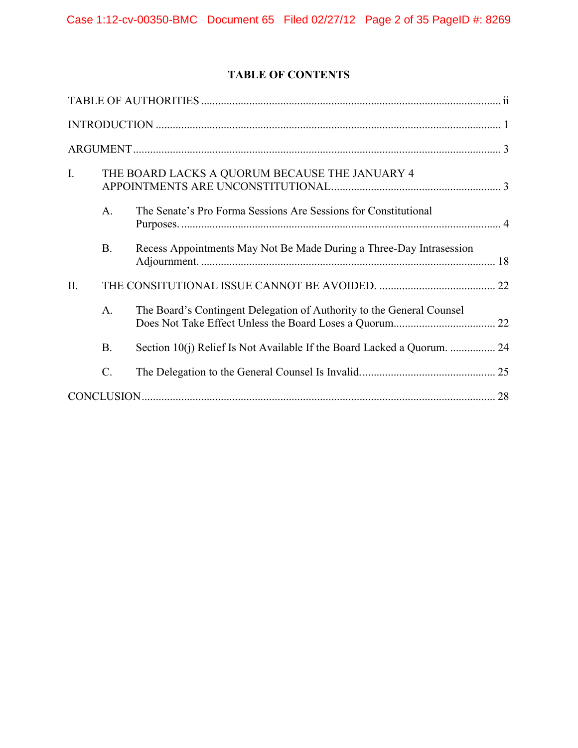## TABLE OF CONTENTS

TABLE OF AUTHORITIES ........................................................................................................ ii

INTRODUCTION ........................................................................................................................ 1

ARGUMENT ................................................................................................................................ 3

I. THE BOARD LACKS A QUORUM BECAUSE THE JANUARY 4 APPOINTMENTS ARE UNCONSTITUTIONAL........................................................... 3

   A. The Senate's Pro Forma Sessions Are Sessions for Constitutional Purposes. ................................................................................................................ 4

   B. Recess Appointments May Not Be Made During a Three-Day Intrasession Adjournment. ........................................................................................................ 18

II. THE CONSITUTIONAL ISSUE CANNOT BE AVOIDED. ......................................... 22

   A. The Board's Contingent Delegation of Authority to the General Counsel Does Not Take Effect Unless the Board Loses a Quorum.................................... 22

   B. Section 10(j) Relief Is Not Available If the Board Lacked a Quorum. ................ 24

   C. The Delegation to the General Counsel Is Invalid................................................ 25

CONCLUSION........................................................................................................................... 28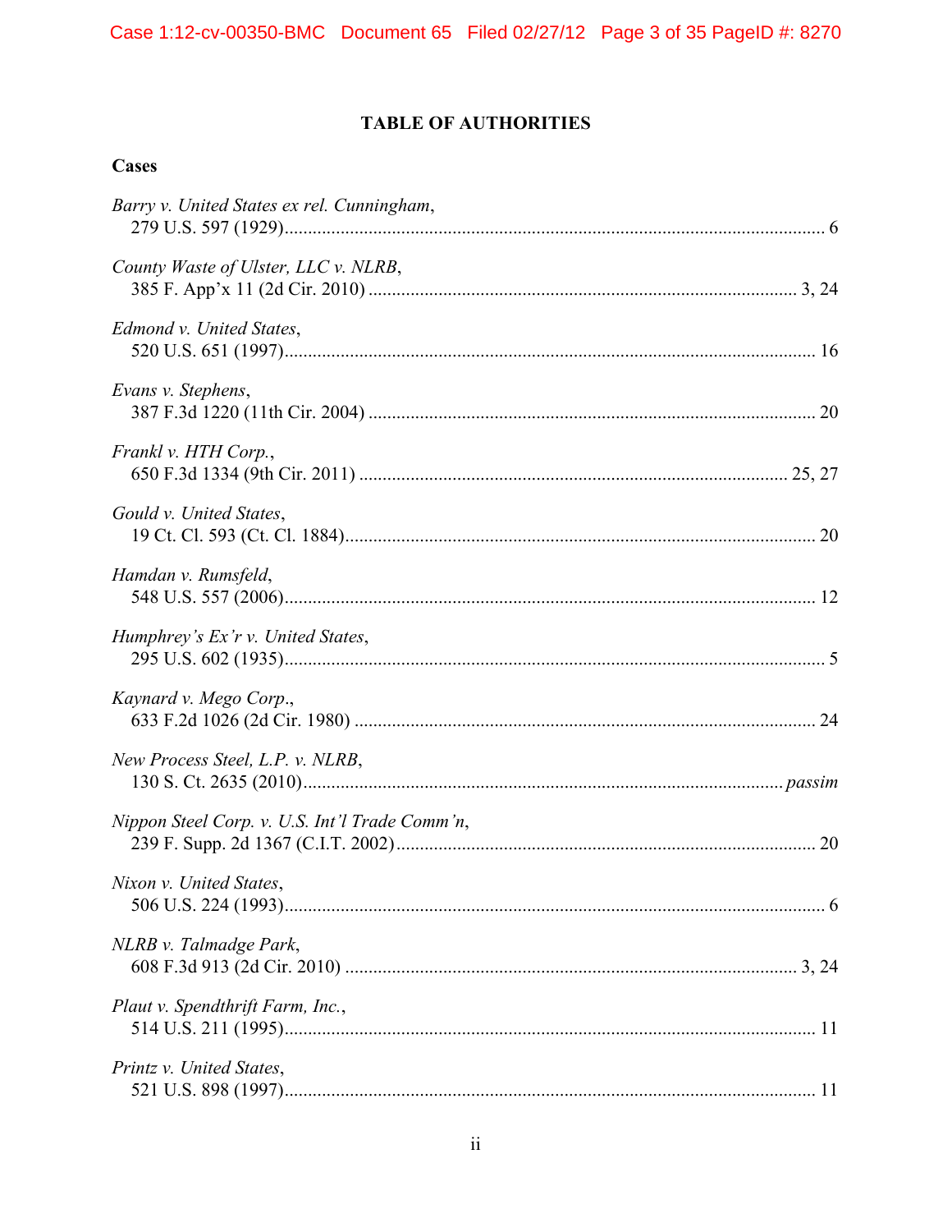# TABLE OF AUTHORITIES

## Cases

*Barry v. United States ex rel. Cunningham*,
279 U.S. 597 (1929) .......... 6

*County Waste of Ulster, LLC v. NLRB*,
385 F. App'x 11 (2d Cir. 2010) .......... 3, 24

*Edmond v. United States*,
520 U.S. 651 (1997) .......... 16

*Evans v. Stephens*,
387 F.3d 1220 (11th Cir. 2004) .......... 20

*Frankl v. HTH Corp.*,
650 F.3d 1334 (9th Cir. 2011) .......... 25, 27

*Gould v. United States*,
19 Ct. Cl. 593 (Ct. Cl. 1884) .......... 20

*Hamdan v. Rumsfeld*,
548 U.S. 557 (2006) .......... 12

*Humphrey's Ex'r v. United States*,
295 U.S. 602 (1935) .......... 5

*Kaynard v. Mego Corp.*,
633 F.2d 1026 (2d Cir. 1980) .......... 24

*New Process Steel, L.P. v. NLRB*,
130 S. Ct. 2635 (2010) .......... *passim*

*Nippon Steel Corp. v. U.S. Int'l Trade Comm'n*,
239 F. Supp. 2d 1367 (C.I.T. 2002) .......... 20

*Nixon v. United States*,
506 U.S. 224 (1993) .......... 6

*NLRB v. Talmadge Park*,
608 F.3d 913 (2d Cir. 2010) .......... 3, 24

*Plaut v. Spendthrift Farm, Inc.*,
514 U.S. 211 (1995) .......... 11

*Printz v. United States*,
521 U.S. 898 (1997) .......... 11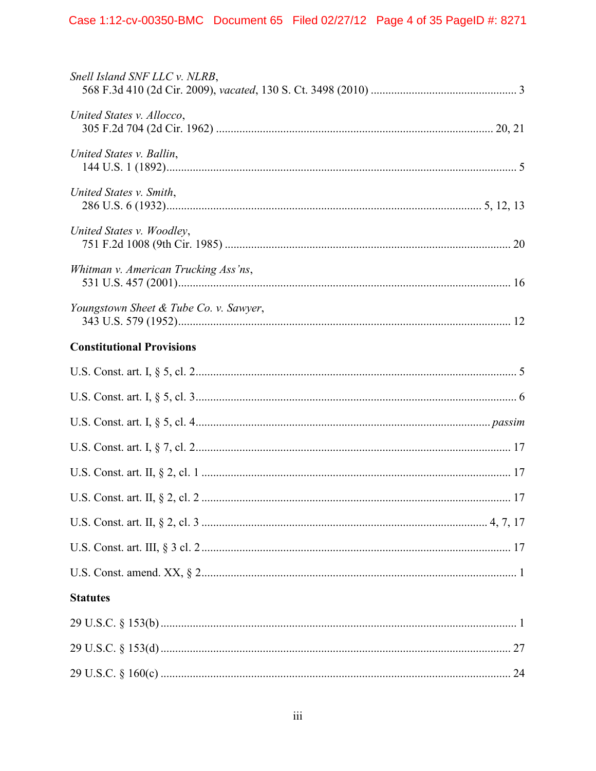*Snell Island SNF LLC v. NLRB*,
568 F.3d 410 (2d Cir. 2009), *vacated*, 130 S. Ct. 3498 (2010) ............................................. 3

*United States v. Allocco*,
305 F.2d 704 (2d Cir. 1962) ............................................................................................ 20, 21

*United States v. Ballin*,
144 U.S. 1 (1892).................................................................................................................. 5

*United States v. Smith*,
286 U.S. 6 (1932)............................................................................................................ 5, 12, 13

*United States v. Woodley*,
751 F.2d 1008 (9th Cir. 1985) ............................................................................................. 20

*Whitman v. American Trucking Ass'ns*,
531 U.S. 457 (2001)............................................................................................................. 16

*Youngstown Sheet & Tube Co. v. Sawyer*,
343 U.S. 579 (1952)............................................................................................................. 12

**Constitutional Provisions**

U.S. Const. art. I, § 5, cl. 2.......................................................................................................... 5

U.S. Const. art. I, § 5, cl. 3.......................................................................................................... 6

U.S. Const. art. I, § 5, cl. 4.................................................................................................. *passim*

U.S. Const. art. I, § 7, cl. 2........................................................................................................ 17

U.S. Const. art. II, § 2, cl. 1 ...................................................................................................... 17

U.S. Const. art. II, § 2, cl. 2 ...................................................................................................... 17

U.S. Const. art. II, § 2, cl. 3 .......................................................................................... 4, 7, 17

U.S. Const. art. III, § 3 cl. 2 ..................................................................................................... 17

U.S. Const. amend. XX, § 2......................................................................................................... 1

**Statutes**

29 U.S.C. § 153(b) ...................................................................................................................... 1

29 U.S.C. § 153(d) .................................................................................................................... 27

29 U.S.C. § 160(c) .................................................................................................................... 24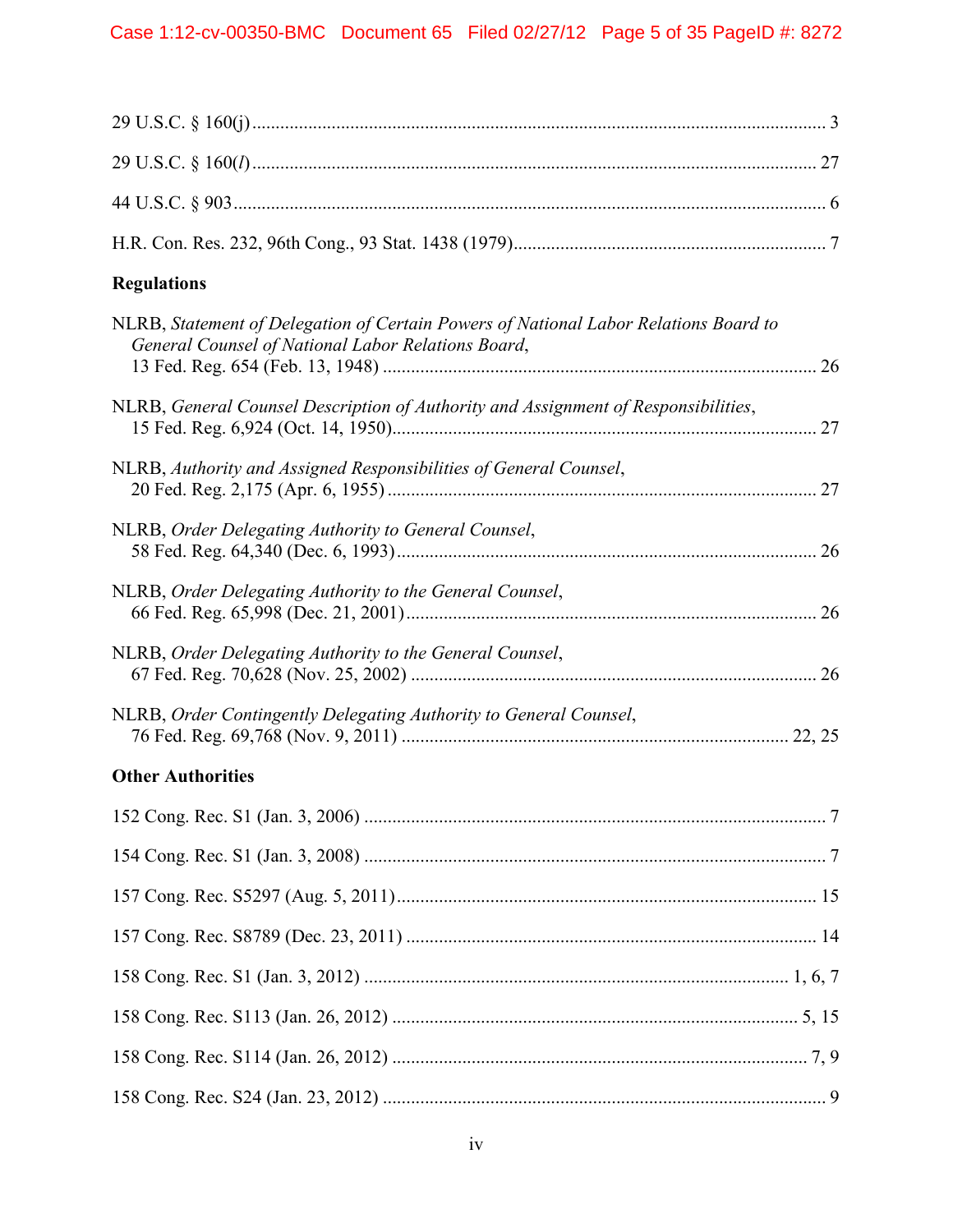29 U.S.C. § 160(j) .......................................................................................................... 3

29 U.S.C. § 160(*l*) ........................................................................................................ 27

44 U.S.C. § 903 ............................................................................................................... 6

H.R. Con. Res. 232, 96th Cong., 93 Stat. 1438 (1979) ................................................... 7

**Regulations**

NLRB, *Statement of Delegation of Certain Powers of National Labor Relations Board to General Counsel of National Labor Relations Board*, 13 Fed. Reg. 654 (Feb. 13, 1948) ............................................................................................ 26

NLRB, *General Counsel Description of Authority and Assignment of Responsibilities*, 15 Fed. Reg. 6,924 (Oct. 14, 1950) .......................................................................................... 27

NLRB, *Authority and Assigned Responsibilities of General Counsel*, 20 Fed. Reg. 2,175 (Apr. 6, 1955) ............................................................................................ 27

NLRB, *Order Delegating Authority to General Counsel*, 58 Fed. Reg. 64,340 (Dec. 6, 1993) .......................................................................................... 26

NLRB, *Order Delegating Authority to the General Counsel*, 66 Fed. Reg. 65,998 (Dec. 21, 2001) ....................................................................................... 26

NLRB, *Order Delegating Authority to the General Counsel*, 67 Fed. Reg. 70,628 (Nov. 25, 2002) ....................................................................................... 26

NLRB, *Order Contingently Delegating Authority to General Counsel*, 76 Fed. Reg. 69,768 (Nov. 9, 2011) .................................................................................. 22, 25

**Other Authorities**

152 Cong. Rec. S1 (Jan. 3, 2006) .................................................................................... 7

154 Cong. Rec. S1 (Jan. 3, 2008) .................................................................................... 7

157 Cong. Rec. S5297 (Aug. 5, 2011) ............................................................................ 15

157 Cong. Rec. S8789 (Dec. 23, 2011) .......................................................................... 14

158 Cong. Rec. S1 (Jan. 3, 2012) ............................................................................ 1, 6, 7

158 Cong. Rec. S113 (Jan. 26, 2012) ........................................................................ 5, 15

158 Cong. Rec. S114 (Jan. 26, 2012) .......................................................................... 7, 9

158 Cong. Rec. S24 (Jan. 23, 2012) ................................................................................ 9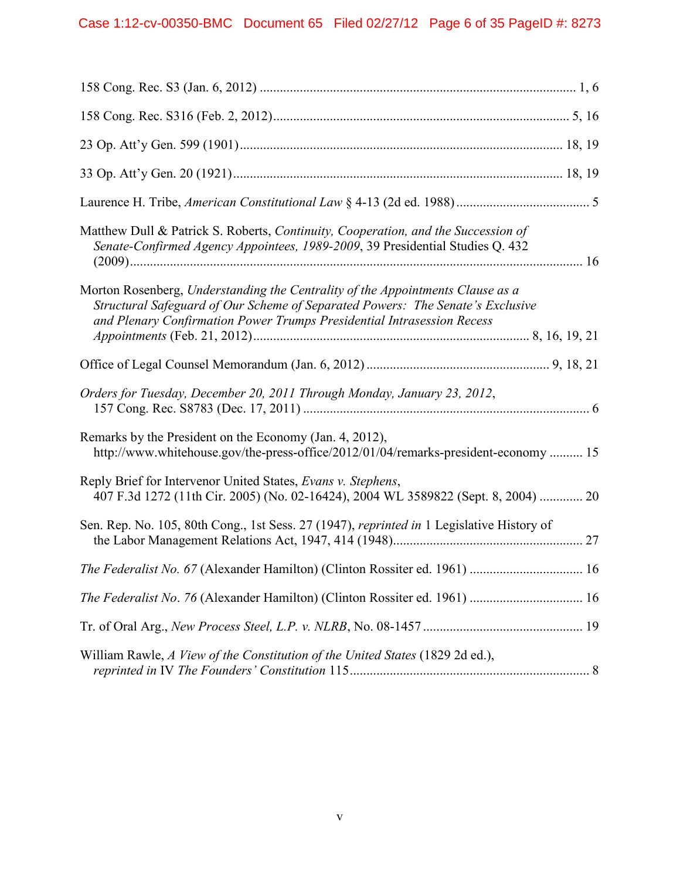158 Cong. Rec. S3 (Jan. 6, 2012) .............................................................................................. 1, 6

158 Cong. Rec. S316 (Feb. 2, 2012)........................................................................................ 5, 16

23 Op. Att'y Gen. 599 (1901)................................................................................................ 18, 19

33 Op. Att'y Gen. 20 (1921).................................................................................................. 18, 19

Laurence H. Tribe, *American Constitutional Law* § 4-13 (2d ed. 1988)........................................ 5

Matthew Dull & Patrick S. Roberts, *Continuity, Cooperation, and the Succession of Senate-Confirmed Agency Appointees, 1989-2009*, 39 Presidential Studies Q. 432 (2009)....................................................................................................................................... 16

Morton Rosenberg, *Understanding the Centrality of the Appointments Clause as a Structural Safeguard of Our Scheme of Separated Powers: The Senate's Exclusive and Plenary Confirmation Power Trumps Presidential Intrasession Recess Appointments* (Feb. 21, 2012).................................................................................. 8, 16, 19, 21

Office of Legal Counsel Memorandum (Jan. 6, 2012)...................................................... 9, 18, 21

*Orders for Tuesday, December 20, 2011 Through Monday, January 23, 2012*, 157 Cong. Rec. S8783 (Dec. 17, 2011) ..................................................................................... 6

Remarks by the President on the Economy (Jan. 4, 2012), http://www.whitehouse.gov/the-press-office/2012/01/04/remarks-president-economy .......... 15

Reply Brief for Intervenor United States, *Evans v. Stephens*, 407 F.3d 1272 (11th Cir. 2005) (No. 02-16424), 2004 WL 3589822 (Sept. 8, 2004) ............. 20

Sen. Rep. No. 105, 80th Cong., 1st Sess. 27 (1947), *reprinted in* 1 Legislative History of the Labor Management Relations Act, 1947, 414 (1948)......................................................... 27

*The Federalist No. 67* (Alexander Hamilton) (Clinton Rossiter ed. 1961) ................................. 16

*The Federalist No. 76* (Alexander Hamilton) (Clinton Rossiter ed. 1961) ................................. 16

Tr. of Oral Arg., *New Process Steel, L.P. v. NLRB*, No. 08-1457 ................................................ 19

William Rawle, *A View of the Constitution of the United States* (1829 2d ed.), *reprinted in* IV *The Founders' Constitution* 115........................................................................ 8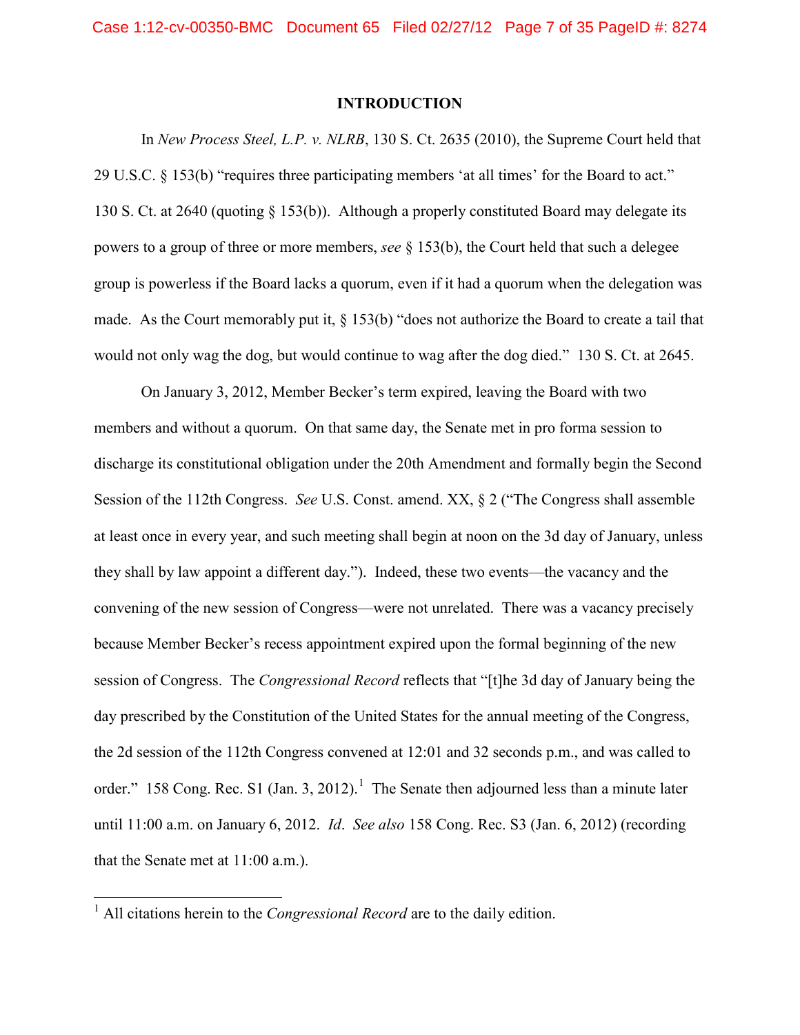## INTRODUCTION

In *New Process Steel, L.P. v. NLRB*, 130 S. Ct. 2635 (2010), the Supreme Court held that 29 U.S.C. § 153(b) "requires three participating members 'at all times' for the Board to act." 130 S. Ct. at 2640 (quoting § 153(b)). Although a properly constituted Board may delegate its powers to a group of three or more members, *see* § 153(b), the Court held that such a delegee group is powerless if the Board lacks a quorum, even if it had a quorum when the delegation was made. As the Court memorably put it, § 153(b) "does not authorize the Board to create a tail that would not only wag the dog, but would continue to wag after the dog died." 130 S. Ct. at 2645.

On January 3, 2012, Member Becker's term expired, leaving the Board with two members and without a quorum. On that same day, the Senate met in pro forma session to discharge its constitutional obligation under the 20th Amendment and formally begin the Second Session of the 112th Congress. *See* U.S. Const. amend. XX, § 2 ("The Congress shall assemble at least once in every year, and such meeting shall begin at noon on the 3d day of January, unless they shall by law appoint a different day."). Indeed, these two events—the vacancy and the convening of the new session of Congress—were not unrelated. There was a vacancy precisely because Member Becker's recess appointment expired upon the formal beginning of the new session of Congress. The *Congressional Record* reflects that "[t]he 3d day of January being the day prescribed by the Constitution of the United States for the annual meeting of the Congress, the 2d session of the 112th Congress convened at 12:01 and 32 seconds p.m., and was called to order." 158 Cong. Rec. S1 (Jan. 3, 2012).[1] The Senate then adjourned less than a minute later until 11:00 a.m. on January 6, 2012. *Id*. *See also* 158 Cong. Rec. S3 (Jan. 6, 2012) (recording that the Senate met at 11:00 a.m.).

[1] All citations herein to the *Congressional Record* are to the daily edition.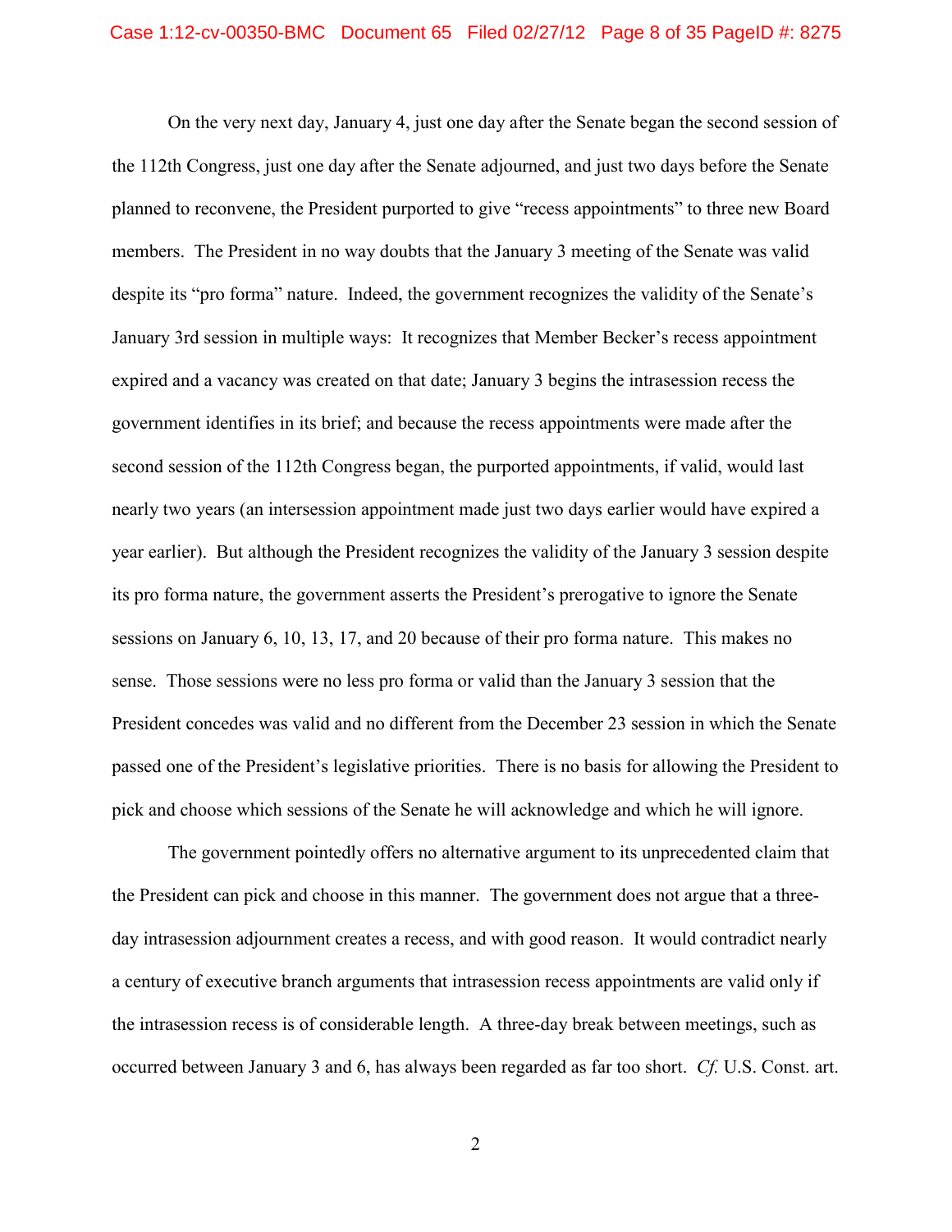On the very next day, January 4, just one day after the Senate began the second session of the 112th Congress, just one day after the Senate adjourned, and just two days before the Senate planned to reconvene, the President purported to give "recess appointments" to three new Board members. The President in no way doubts that the January 3 meeting of the Senate was valid despite its "pro forma" nature. Indeed, the government recognizes the validity of the Senate's January 3rd session in multiple ways: It recognizes that Member Becker's recess appointment expired and a vacancy was created on that date; January 3 begins the intrasession recess the government identifies in its brief; and because the recess appointments were made after the second session of the 112th Congress began, the purported appointments, if valid, would last nearly two years (an intersession appointment made just two days earlier would have expired a year earlier). But although the President recognizes the validity of the January 3 session despite its pro forma nature, the government asserts the President's prerogative to ignore the Senate sessions on January 6, 10, 13, 17, and 20 because of their pro forma nature. This makes no sense. Those sessions were no less pro forma or valid than the January 3 session that the President concedes was valid and no different from the December 23 session in which the Senate passed one of the President's legislative priorities. There is no basis for allowing the President to pick and choose which sessions of the Senate he will acknowledge and which he will ignore.

The government pointedly offers no alternative argument to its unprecedented claim that the President can pick and choose in this manner. The government does not argue that a three-day intrasession adjournment creates a recess, and with good reason. It would contradict nearly a century of executive branch arguments that intrasession recess appointments are valid only if the intrasession recess is of considerable length. A three-day break between meetings, such as occurred between January 3 and 6, has always been regarded as far too short. *Cf.* U.S. Const. art.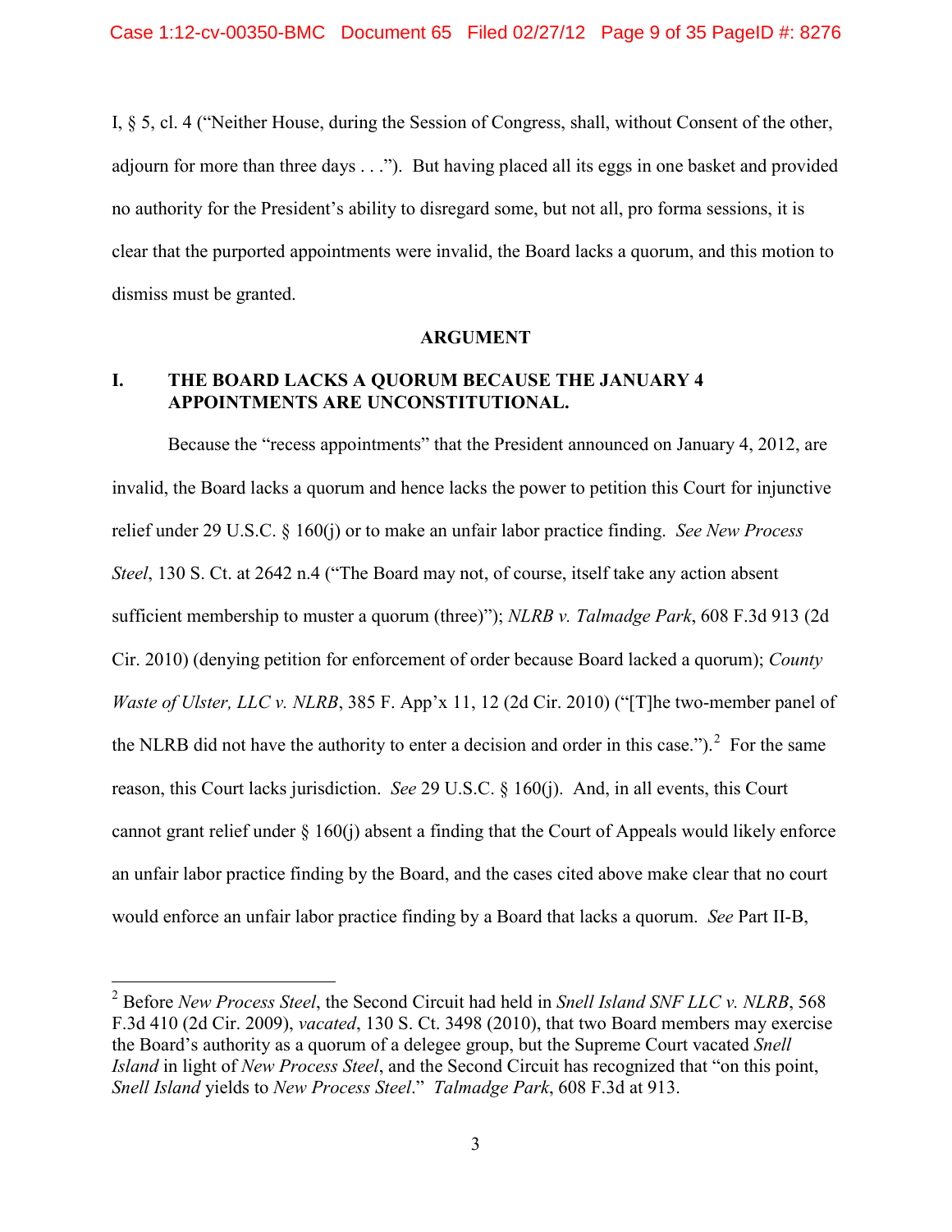I, § 5, cl. 4 ("Neither House, during the Session of Congress, shall, without Consent of the other, adjourn for more than three days . . ."). But having placed all its eggs in one basket and provided no authority for the President's ability to disregard some, but not all, pro forma sessions, it is clear that the purported appointments were invalid, the Board lacks a quorum, and this motion to dismiss must be granted.

## ARGUMENT

### I. THE BOARD LACKS A QUORUM BECAUSE THE JANUARY 4 APPOINTMENTS ARE UNCONSTITUTIONAL.

Because the "recess appointments" that the President announced on January 4, 2012, are invalid, the Board lacks a quorum and hence lacks the power to petition this Court for injunctive relief under 29 U.S.C. § 160(j) or to make an unfair labor practice finding. *See New Process Steel*, 130 S. Ct. at 2642 n.4 ("The Board may not, of course, itself take any action absent sufficient membership to muster a quorum (three)"); *NLRB v. Talmadge Park*, 608 F.3d 913 (2d Cir. 2010) (denying petition for enforcement of order because Board lacked a quorum); *County Waste of Ulster, LLC v. NLRB*, 385 F. App'x 11, 12 (2d Cir. 2010) ("[T]he two-member panel of the NLRB did not have the authority to enter a decision and order in this case.").[2] For the same reason, this Court lacks jurisdiction. *See* 29 U.S.C. § 160(j). And, in all events, this Court cannot grant relief under § 160(j) absent a finding that the Court of Appeals would likely enforce an unfair labor practice finding by the Board, and the cases cited above make clear that no court would enforce an unfair labor practice finding by a Board that lacks a quorum. *See* Part II-B,

---

[2] Before *New Process Steel*, the Second Circuit had held in *Snell Island SNF LLC v. NLRB*, 568 F.3d 410 (2d Cir. 2009), *vacated*, 130 S. Ct. 3498 (2010), that two Board members may exercise the Board's authority as a quorum of a delegee group, but the Supreme Court vacated *Snell Island* in light of *New Process Steel*, and the Second Circuit has recognized that "on this point, *Snell Island* yields to *New Process Steel*." *Talmadge Park*, 608 F.3d at 913.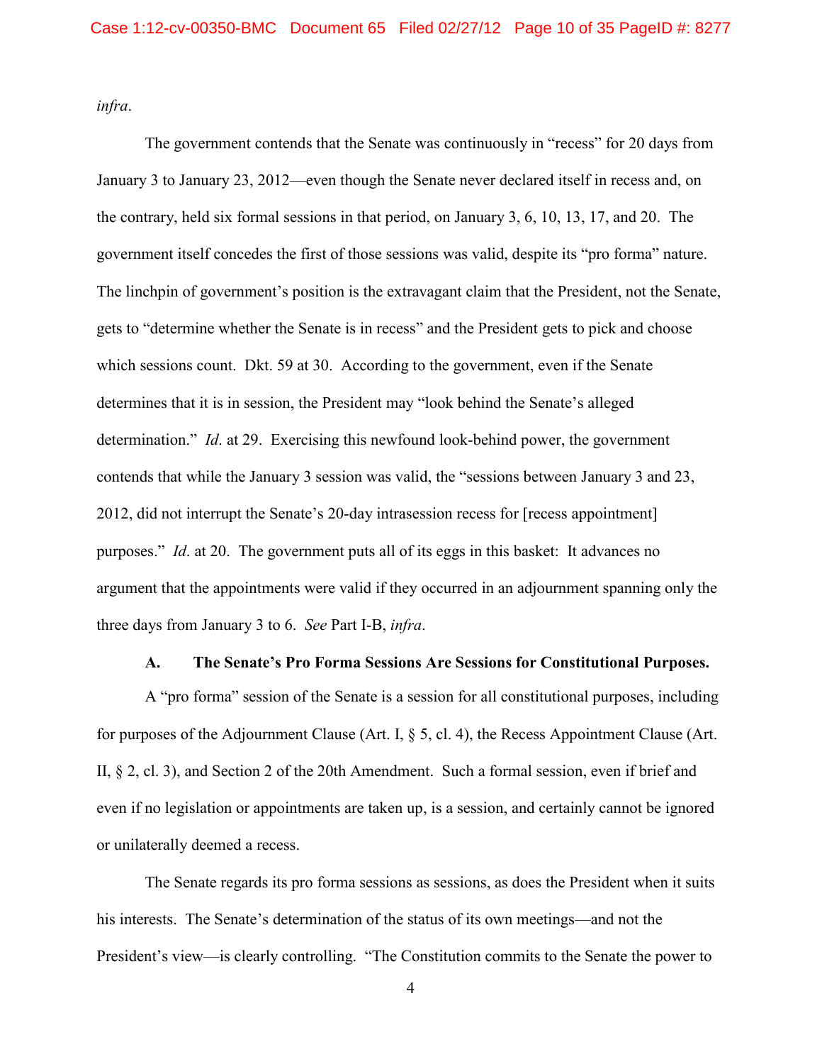*infra*.

The government contends that the Senate was continuously in "recess" for 20 days from January 3 to January 23, 2012—even though the Senate never declared itself in recess and, on the contrary, held six formal sessions in that period, on January 3, 6, 10, 13, 17, and 20. The government itself concedes the first of those sessions was valid, despite its "pro forma" nature. The linchpin of government's position is the extravagant claim that the President, not the Senate, gets to "determine whether the Senate is in recess" and the President gets to pick and choose which sessions count. Dkt. 59 at 30. According to the government, even if the Senate determines that it is in session, the President may "look behind the Senate's alleged determination." *Id*. at 29. Exercising this newfound look-behind power, the government contends that while the January 3 session was valid, the "sessions between January 3 and 23, 2012, did not interrupt the Senate's 20-day intrasession recess for [recess appointment] purposes." *Id*. at 20. The government puts all of its eggs in this basket: It advances no argument that the appointments were valid if they occurred in an adjournment spanning only the three days from January 3 to 6. *See* Part I-B, *infra*.

### A. The Senate's Pro Forma Sessions Are Sessions for Constitutional Purposes.

A "pro forma" session of the Senate is a session for all constitutional purposes, including for purposes of the Adjournment Clause (Art. I, § 5, cl. 4), the Recess Appointment Clause (Art. II, § 2, cl. 3), and Section 2 of the 20th Amendment. Such a formal session, even if brief and even if no legislation or appointments are taken up, is a session, and certainly cannot be ignored or unilaterally deemed a recess.

The Senate regards its pro forma sessions as sessions, as does the President when it suits his interests. The Senate's determination of the status of its own meetings—and not the President's view—is clearly controlling. "The Constitution commits to the Senate the power to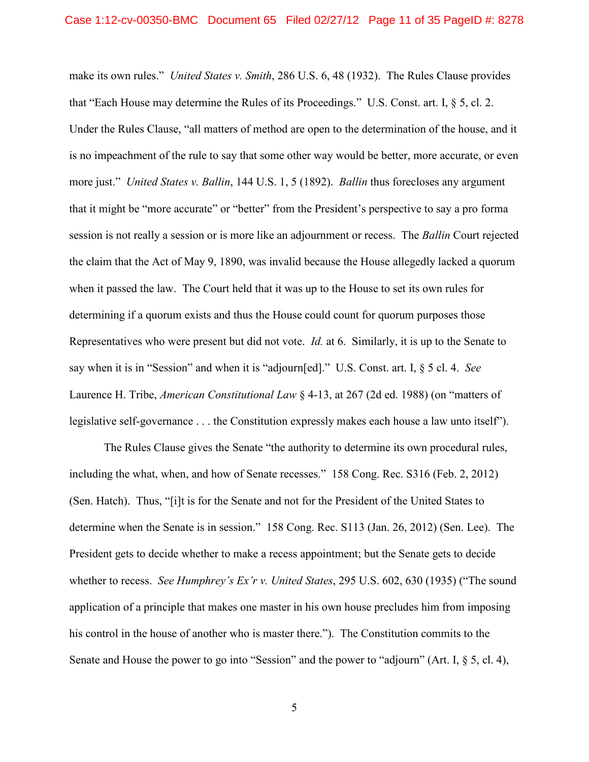make its own rules." *United States v. Smith*, 286 U.S. 6, 48 (1932). The Rules Clause provides that "Each House may determine the Rules of its Proceedings." U.S. Const. art. I, § 5, cl. 2. Under the Rules Clause, "all matters of method are open to the determination of the house, and it is no impeachment of the rule to say that some other way would be better, more accurate, or even more just." *United States v. Ballin*, 144 U.S. 1, 5 (1892). *Ballin* thus forecloses any argument that it might be "more accurate" or "better" from the President's perspective to say a pro forma session is not really a session or is more like an adjournment or recess. The *Ballin* Court rejected the claim that the Act of May 9, 1890, was invalid because the House allegedly lacked a quorum when it passed the law. The Court held that it was up to the House to set its own rules for determining if a quorum exists and thus the House could count for quorum purposes those Representatives who were present but did not vote. *Id.* at 6. Similarly, it is up to the Senate to say when it is in "Session" and when it is "adjourn[ed]." U.S. Const. art. I, § 5 cl. 4. *See* Laurence H. Tribe, *American Constitutional Law* § 4-13, at 267 (2d ed. 1988) (on "matters of legislative self-governance . . . the Constitution expressly makes each house a law unto itself").

The Rules Clause gives the Senate "the authority to determine its own procedural rules, including the what, when, and how of Senate recesses." 158 Cong. Rec. S316 (Feb. 2, 2012) (Sen. Hatch). Thus, "[i]t is for the Senate and not for the President of the United States to determine when the Senate is in session." 158 Cong. Rec. S113 (Jan. 26, 2012) (Sen. Lee). The President gets to decide whether to make a recess appointment; but the Senate gets to decide whether to recess. *See Humphrey's Ex'r v. United States*, 295 U.S. 602, 630 (1935) ("The sound application of a principle that makes one master in his own house precludes him from imposing his control in the house of another who is master there."). The Constitution commits to the Senate and House the power to go into "Session" and the power to "adjourn" (Art. I, § 5, cl. 4),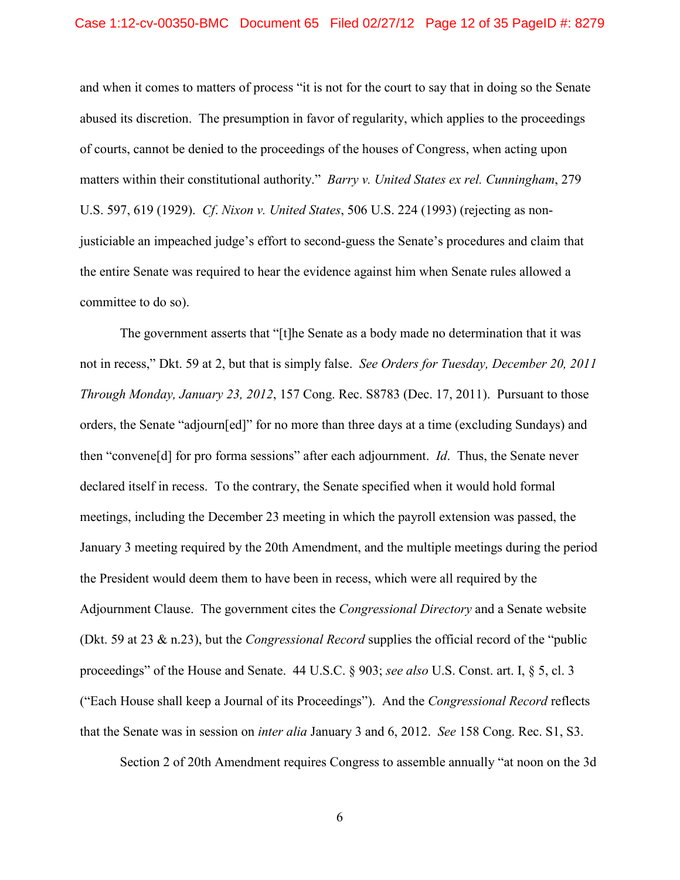and when it comes to matters of process "it is not for the court to say that in doing so the Senate abused its discretion. The presumption in favor of regularity, which applies to the proceedings of courts, cannot be denied to the proceedings of the houses of Congress, when acting upon matters within their constitutional authority." *Barry v. United States ex rel. Cunningham*, 279 U.S. 597, 619 (1929). *Cf. Nixon v. United States*, 506 U.S. 224 (1993) (rejecting as non-justiciable an impeached judge's effort to second-guess the Senate's procedures and claim that the entire Senate was required to hear the evidence against him when Senate rules allowed a committee to do so).

The government asserts that "[t]he Senate as a body made no determination that it was not in recess," Dkt. 59 at 2, but that is simply false. *See Orders for Tuesday, December 20, 2011 Through Monday, January 23, 2012*, 157 Cong. Rec. S8783 (Dec. 17, 2011). Pursuant to those orders, the Senate "adjourn[ed]" for no more than three days at a time (excluding Sundays) and then "convene[d] for pro forma sessions" after each adjournment. *Id*. Thus, the Senate never declared itself in recess. To the contrary, the Senate specified when it would hold formal meetings, including the December 23 meeting in which the payroll extension was passed, the January 3 meeting required by the 20th Amendment, and the multiple meetings during the period the President would deem them to have been in recess, which were all required by the Adjournment Clause. The government cites the *Congressional Directory* and a Senate website (Dkt. 59 at 23 & n.23), but the *Congressional Record* supplies the official record of the "public proceedings" of the House and Senate. 44 U.S.C. § 903; *see also* U.S. Const. art. I, § 5, cl. 3 ("Each House shall keep a Journal of its Proceedings"). And the *Congressional Record* reflects that the Senate was in session on *inter alia* January 3 and 6, 2012. *See* 158 Cong. Rec. S1, S3.

Section 2 of 20th Amendment requires Congress to assemble annually "at noon on the 3d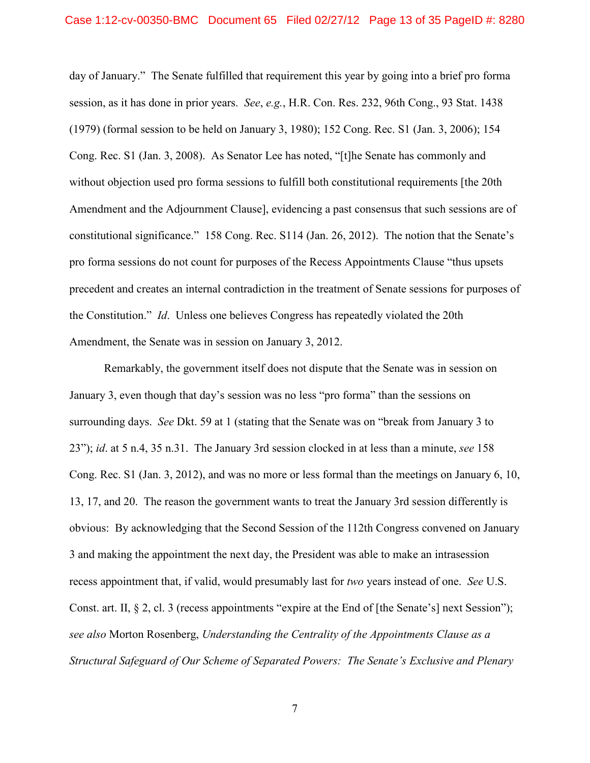day of January." The Senate fulfilled that requirement this year by going into a brief pro forma session, as it has done in prior years. *See*, *e.g.*, H.R. Con. Res. 232, 96th Cong., 93 Stat. 1438 (1979) (formal session to be held on January 3, 1980); 152 Cong. Rec. S1 (Jan. 3, 2006); 154 Cong. Rec. S1 (Jan. 3, 2008). As Senator Lee has noted, "[t]he Senate has commonly and without objection used pro forma sessions to fulfill both constitutional requirements [the 20th Amendment and the Adjournment Clause], evidencing a past consensus that such sessions are of constitutional significance." 158 Cong. Rec. S114 (Jan. 26, 2012). The notion that the Senate's pro forma sessions do not count for purposes of the Recess Appointments Clause "thus upsets precedent and creates an internal contradiction in the treatment of Senate sessions for purposes of the Constitution." *Id*. Unless one believes Congress has repeatedly violated the 20th Amendment, the Senate was in session on January 3, 2012.

Remarkably, the government itself does not dispute that the Senate was in session on January 3, even though that day's session was no less "pro forma" than the sessions on surrounding days. *See* Dkt. 59 at 1 (stating that the Senate was on "break from January 3 to 23"); *id*. at 5 n.4, 35 n.31. The January 3rd session clocked in at less than a minute, *see* 158 Cong. Rec. S1 (Jan. 3, 2012), and was no more or less formal than the meetings on January 6, 10, 13, 17, and 20. The reason the government wants to treat the January 3rd session differently is obvious: By acknowledging that the Second Session of the 112th Congress convened on January 3 and making the appointment the next day, the President was able to make an intrasession recess appointment that, if valid, would presumably last for *two* years instead of one. *See* U.S. Const. art. II, § 2, cl. 3 (recess appointments "expire at the End of [the Senate's] next Session"); *see also* Morton Rosenberg, *Understanding the Centrality of the Appointments Clause as a Structural Safeguard of Our Scheme of Separated Powers: The Senate's Exclusive and Plenary*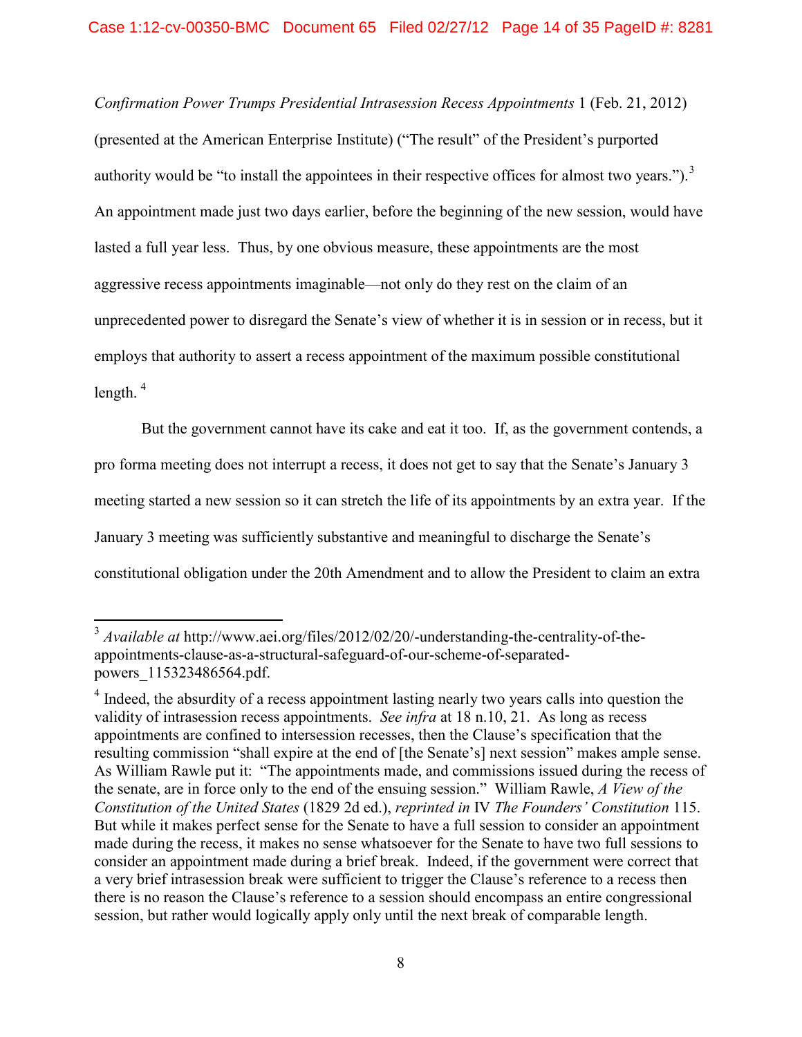*Confirmation Power Trumps Presidential Intrasession Recess Appointments* 1 (Feb. 21, 2012) (presented at the American Enterprise Institute) ("The result" of the President's purported authority would be "to install the appointees in their respective offices for almost two years.").[3] An appointment made just two days earlier, before the beginning of the new session, would have lasted a full year less. Thus, by one obvious measure, these appointments are the most aggressive recess appointments imaginable—not only do they rest on the claim of an unprecedented power to disregard the Senate's view of whether it is in session or in recess, but it employs that authority to assert a recess appointment of the maximum possible constitutional length. [4]

But the government cannot have its cake and eat it too. If, as the government contends, a pro forma meeting does not interrupt a recess, it does not get to say that the Senate's January 3 meeting started a new session so it can stretch the life of its appointments by an extra year. If the January 3 meeting was sufficiently substantive and meaningful to discharge the Senate's constitutional obligation under the 20th Amendment and to allow the President to claim an extra

---

[3] *Available at* http://www.aei.org/files/2012/02/20/-understanding-the-centrality-of-the-appointments-clause-as-a-structural-safeguard-of-our-scheme-of-separated-powers_115323486564.pdf.

[4] Indeed, the absurdity of a recess appointment lasting nearly two years calls into question the validity of intrasession recess appointments. *See infra* at 18 n.10, 21. As long as recess appointments are confined to intersession recesses, then the Clause's specification that the resulting commission "shall expire at the end of [the Senate's] next session" makes ample sense. As William Rawle put it: "The appointments made, and commissions issued during the recess of the senate, are in force only to the end of the ensuing session." William Rawle, *A View of the Constitution of the United States* (1829 2d ed.), *reprinted in* IV *The Founders' Constitution* 115. But while it makes perfect sense for the Senate to have a full session to consider an appointment made during the recess, it makes no sense whatsoever for the Senate to have two full sessions to consider an appointment made during a brief break. Indeed, if the government were correct that a very brief intrasession break were sufficient to trigger the Clause's reference to a recess then there is no reason the Clause's reference to a session should encompass an entire congressional session, but rather would logically apply only until the next break of comparable length.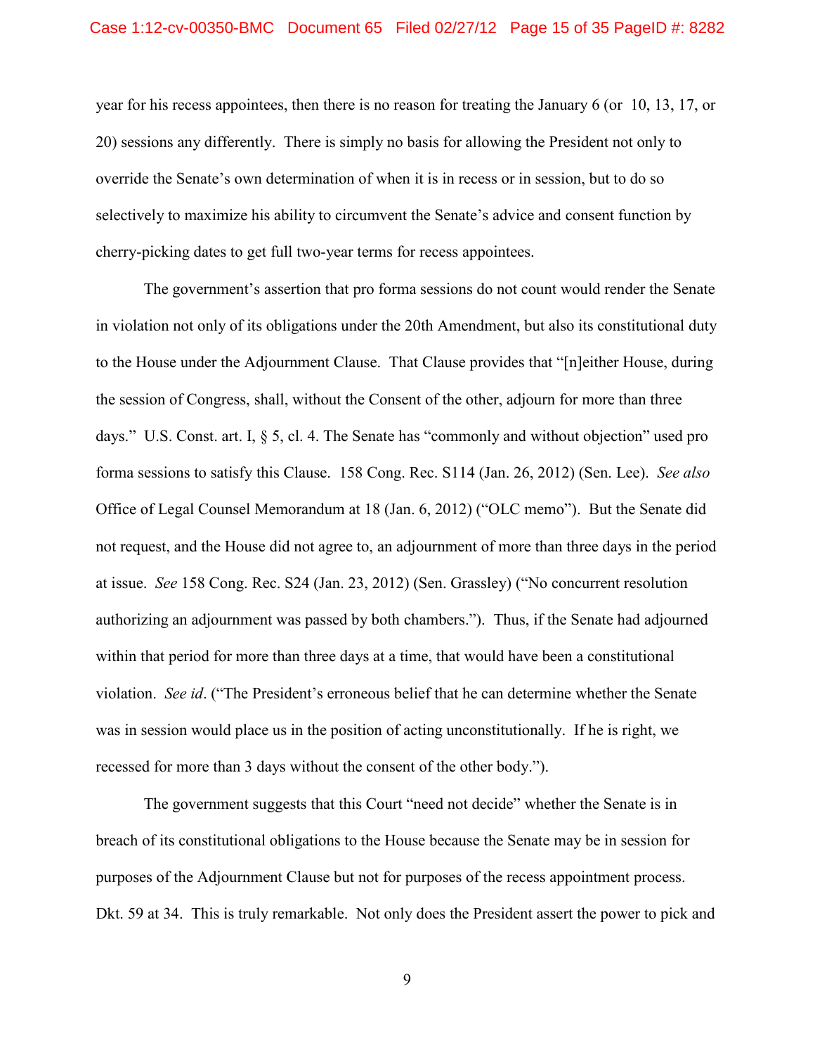year for his recess appointees, then there is no reason for treating the January 6 (or 10, 13, 17, or 20) sessions any differently. There is simply no basis for allowing the President not only to override the Senate's own determination of when it is in recess or in session, but to do so selectively to maximize his ability to circumvent the Senate's advice and consent function by cherry-picking dates to get full two-year terms for recess appointees.

The government's assertion that pro forma sessions do not count would render the Senate in violation not only of its obligations under the 20th Amendment, but also its constitutional duty to the House under the Adjournment Clause. That Clause provides that "[n]either House, during the session of Congress, shall, without the Consent of the other, adjourn for more than three days." U.S. Const. art. I, § 5, cl. 4. The Senate has "commonly and without objection" used pro forma sessions to satisfy this Clause. 158 Cong. Rec. S114 (Jan. 26, 2012) (Sen. Lee). *See also* Office of Legal Counsel Memorandum at 18 (Jan. 6, 2012) ("OLC memo"). But the Senate did not request, and the House did not agree to, an adjournment of more than three days in the period at issue. *See* 158 Cong. Rec. S24 (Jan. 23, 2012) (Sen. Grassley) ("No concurrent resolution authorizing an adjournment was passed by both chambers."). Thus, if the Senate had adjourned within that period for more than three days at a time, that would have been a constitutional violation. *See id*. ("The President's erroneous belief that he can determine whether the Senate was in session would place us in the position of acting unconstitutionally. If he is right, we recessed for more than 3 days without the consent of the other body.").

The government suggests that this Court "need not decide" whether the Senate is in breach of its constitutional obligations to the House because the Senate may be in session for purposes of the Adjournment Clause but not for purposes of the recess appointment process. Dkt. 59 at 34. This is truly remarkable. Not only does the President assert the power to pick and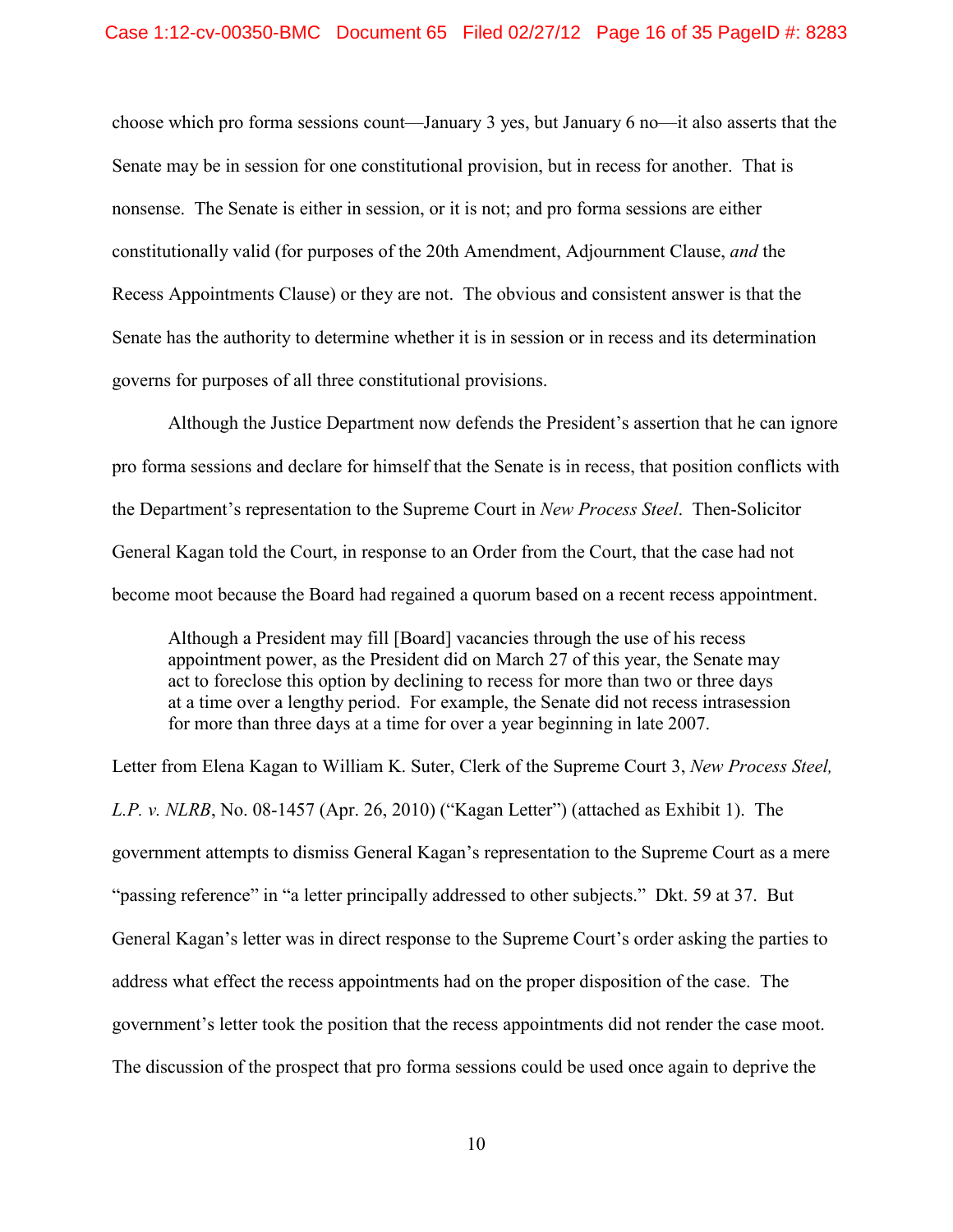choose which pro forma sessions count—January 3 yes, but January 6 no—it also asserts that the Senate may be in session for one constitutional provision, but in recess for another. That is nonsense. The Senate is either in session, or it is not; and pro forma sessions are either constitutionally valid (for purposes of the 20th Amendment, Adjournment Clause, *and* the Recess Appointments Clause) or they are not. The obvious and consistent answer is that the Senate has the authority to determine whether it is in session or in recess and its determination governs for purposes of all three constitutional provisions.

Although the Justice Department now defends the President's assertion that he can ignore pro forma sessions and declare for himself that the Senate is in recess, that position conflicts with the Department's representation to the Supreme Court in *New Process Steel*. Then-Solicitor General Kagan told the Court, in response to an Order from the Court, that the case had not become moot because the Board had regained a quorum based on a recent recess appointment.

> Although a President may fill [Board] vacancies through the use of his recess appointment power, as the President did on March 27 of this year, the Senate may act to foreclose this option by declining to recess for more than two or three days at a time over a lengthy period. For example, the Senate did not recess intrasession for more than three days at a time for over a year beginning in late 2007.

Letter from Elena Kagan to William K. Suter, Clerk of the Supreme Court 3, *New Process Steel, L.P. v. NLRB*, No. 08-1457 (Apr. 26, 2010) ("Kagan Letter") (attached as Exhibit 1). The government attempts to dismiss General Kagan's representation to the Supreme Court as a mere "passing reference" in "a letter principally addressed to other subjects." Dkt. 59 at 37. But General Kagan's letter was in direct response to the Supreme Court's order asking the parties to address what effect the recess appointments had on the proper disposition of the case. The government's letter took the position that the recess appointments did not render the case moot. The discussion of the prospect that pro forma sessions could be used once again to deprive the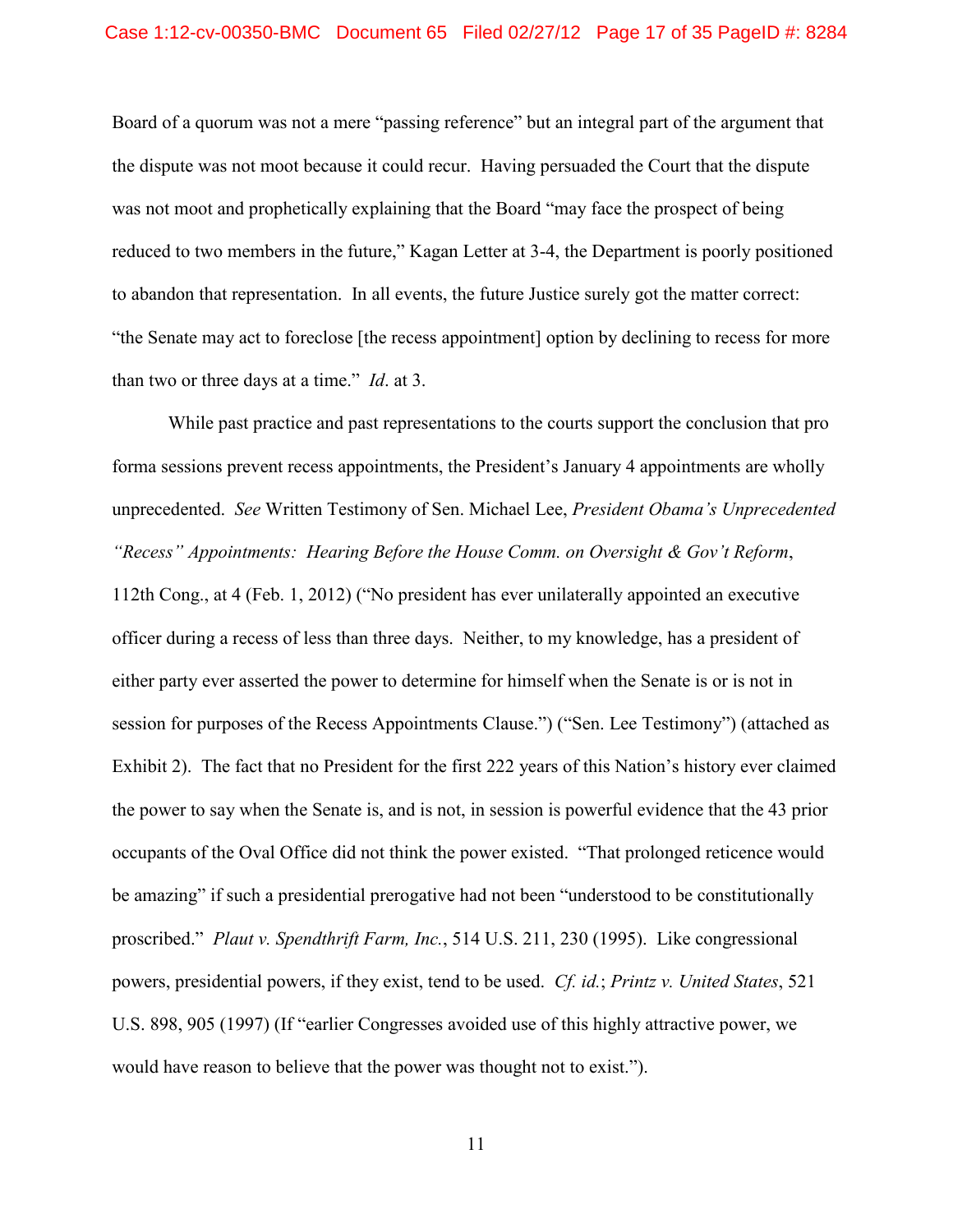Board of a quorum was not a mere "passing reference" but an integral part of the argument that the dispute was not moot because it could recur. Having persuaded the Court that the dispute was not moot and prophetically explaining that the Board "may face the prospect of being reduced to two members in the future," Kagan Letter at 3-4, the Department is poorly positioned to abandon that representation. In all events, the future Justice surely got the matter correct: "the Senate may act to foreclose [the recess appointment] option by declining to recess for more than two or three days at a time." *Id*. at 3.

While past practice and past representations to the courts support the conclusion that pro forma sessions prevent recess appointments, the President's January 4 appointments are wholly unprecedented. *See* Written Testimony of Sen. Michael Lee, *President Obama's Unprecedented "Recess" Appointments: Hearing Before the House Comm. on Oversight & Gov't Reform*, 112th Cong., at 4 (Feb. 1, 2012) ("No president has ever unilaterally appointed an executive officer during a recess of less than three days. Neither, to my knowledge, has a president of either party ever asserted the power to determine for himself when the Senate is or is not in session for purposes of the Recess Appointments Clause.") ("Sen. Lee Testimony") (attached as Exhibit 2). The fact that no President for the first 222 years of this Nation's history ever claimed the power to say when the Senate is, and is not, in session is powerful evidence that the 43 prior occupants of the Oval Office did not think the power existed. "That prolonged reticence would be amazing" if such a presidential prerogative had not been "understood to be constitutionally proscribed." *Plaut v. Spendthrift Farm, Inc.*, 514 U.S. 211, 230 (1995). Like congressional powers, presidential powers, if they exist, tend to be used. *Cf. id.*; *Printz v. United States*, 521 U.S. 898, 905 (1997) (If "earlier Congresses avoided use of this highly attractive power, we would have reason to believe that the power was thought not to exist.").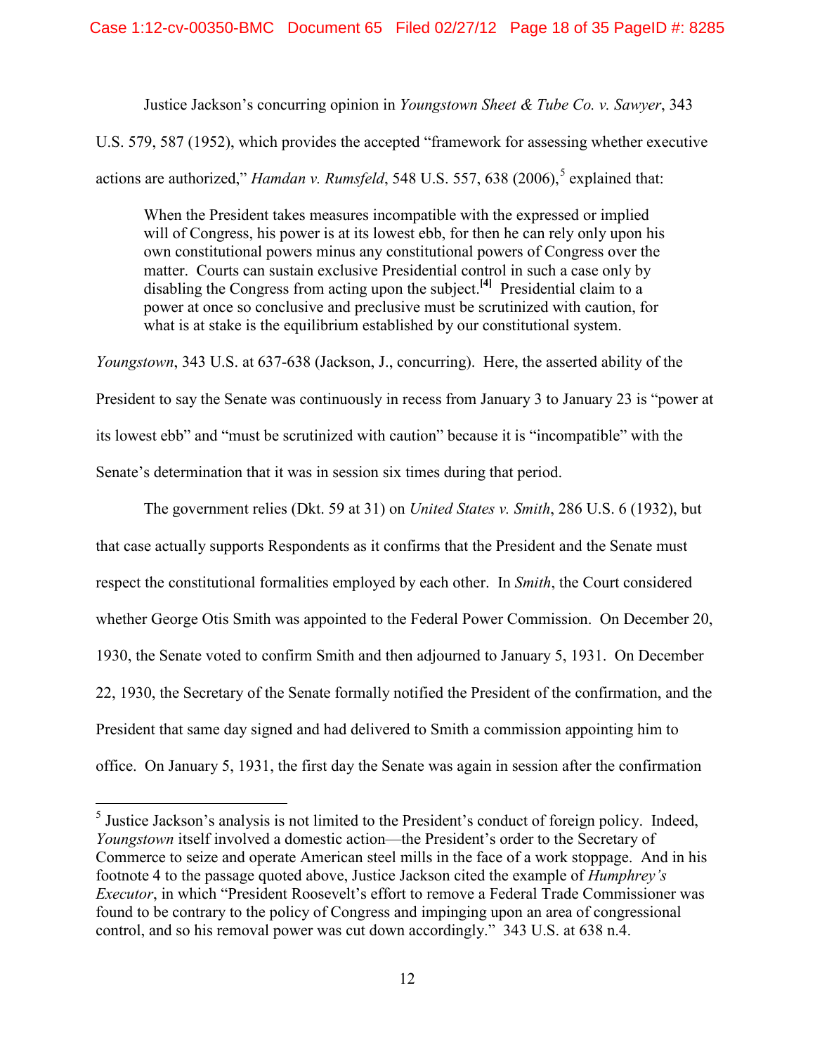Justice Jackson's concurring opinion in *Youngstown Sheet & Tube Co. v. Sawyer*, 343 U.S. 579, 587 (1952), which provides the accepted "framework for assessing whether executive actions are authorized," *Hamdan v. Rumsfeld*, 548 U.S. 557, 638 (2006),[5] explained that:

> When the President takes measures incompatible with the expressed or implied will of Congress, his power is at its lowest ebb, for then he can rely only upon his own constitutional powers minus any constitutional powers of Congress over the matter. Courts can sustain exclusive Presidential control in such a case only by disabling the Congress from acting upon the subject.[4] Presidential claim to a power at once so conclusive and preclusive must be scrutinized with caution, for what is at stake is the equilibrium established by our constitutional system.

*Youngstown*, 343 U.S. at 637-638 (Jackson, J., concurring). Here, the asserted ability of the President to say the Senate was continuously in recess from January 3 to January 23 is "power at its lowest ebb" and "must be scrutinized with caution" because it is "incompatible" with the Senate's determination that it was in session six times during that period.

The government relies (Dkt. 59 at 31) on *United States v. Smith*, 286 U.S. 6 (1932), but that case actually supports Respondents as it confirms that the President and the Senate must respect the constitutional formalities employed by each other. In *Smith*, the Court considered whether George Otis Smith was appointed to the Federal Power Commission. On December 20, 1930, the Senate voted to confirm Smith and then adjourned to January 5, 1931. On December 22, 1930, the Secretary of the Senate formally notified the President of the confirmation, and the President that same day signed and had delivered to Smith a commission appointing him to office. On January 5, 1931, the first day the Senate was again in session after the confirmation

[5] Justice Jackson's analysis is not limited to the President's conduct of foreign policy. Indeed, *Youngstown* itself involved a domestic action—the President's order to the Secretary of Commerce to seize and operate American steel mills in the face of a work stoppage. And in his footnote 4 to the passage quoted above, Justice Jackson cited the example of *Humphrey's Executor*, in which "President Roosevelt's effort to remove a Federal Trade Commissioner was found to be contrary to the policy of Congress and impinging upon an area of congressional control, and so his removal power was cut down accordingly." 343 U.S. at 638 n.4.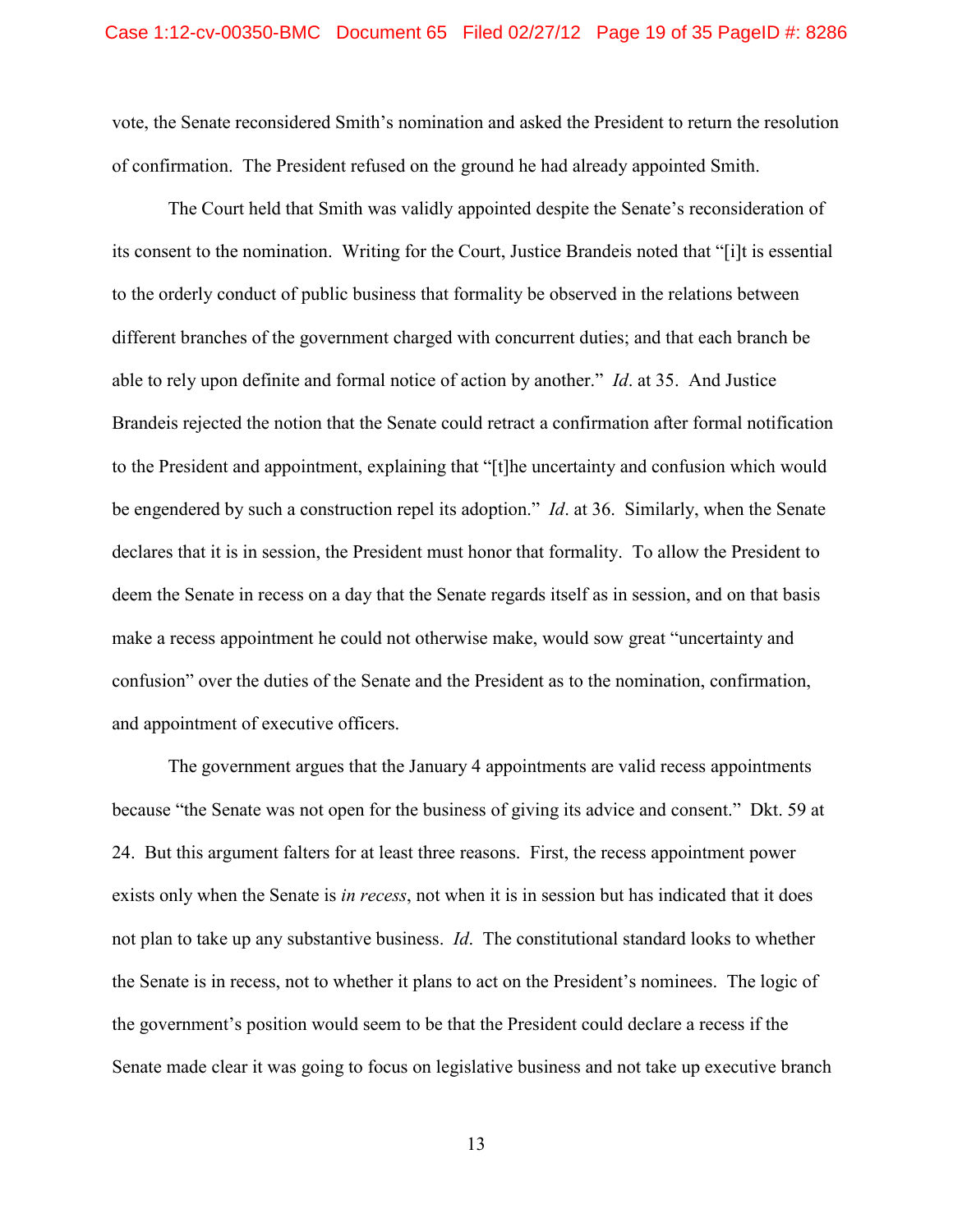vote, the Senate reconsidered Smith's nomination and asked the President to return the resolution of confirmation. The President refused on the ground he had already appointed Smith.

The Court held that Smith was validly appointed despite the Senate's reconsideration of its consent to the nomination. Writing for the Court, Justice Brandeis noted that "[i]t is essential to the orderly conduct of public business that formality be observed in the relations between different branches of the government charged with concurrent duties; and that each branch be able to rely upon definite and formal notice of action by another." *Id*. at 35. And Justice Brandeis rejected the notion that the Senate could retract a confirmation after formal notification to the President and appointment, explaining that "[t]he uncertainty and confusion which would be engendered by such a construction repel its adoption." *Id*. at 36. Similarly, when the Senate declares that it is in session, the President must honor that formality. To allow the President to deem the Senate in recess on a day that the Senate regards itself as in session, and on that basis make a recess appointment he could not otherwise make, would sow great "uncertainty and confusion" over the duties of the Senate and the President as to the nomination, confirmation, and appointment of executive officers.

The government argues that the January 4 appointments are valid recess appointments because "the Senate was not open for the business of giving its advice and consent." Dkt. 59 at 24. But this argument falters for at least three reasons. First, the recess appointment power exists only when the Senate is *in recess*, not when it is in session but has indicated that it does not plan to take up any substantive business. *Id*. The constitutional standard looks to whether the Senate is in recess, not to whether it plans to act on the President's nominees. The logic of the government's position would seem to be that the President could declare a recess if the Senate made clear it was going to focus on legislative business and not take up executive branch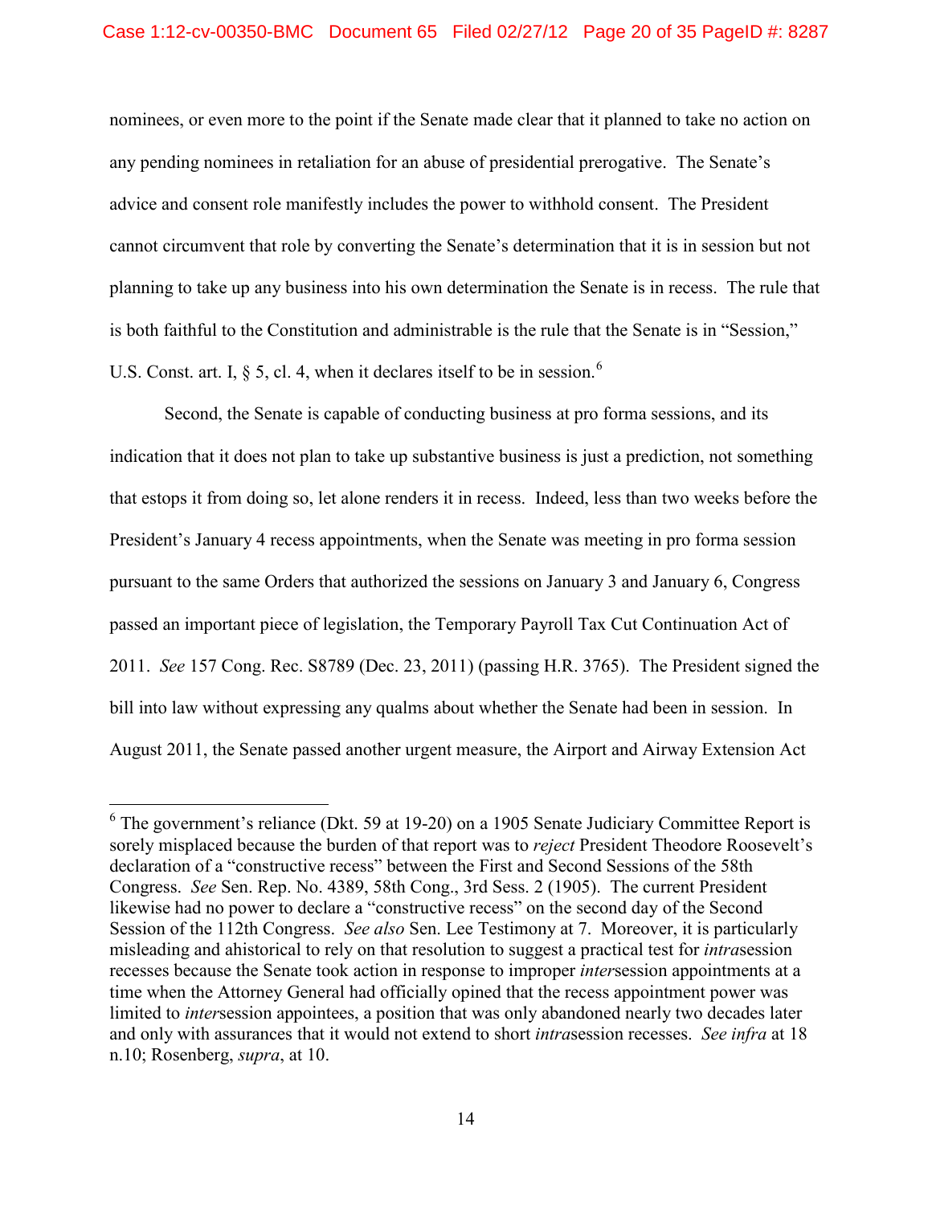nominees, or even more to the point if the Senate made clear that it planned to take no action on any pending nominees in retaliation for an abuse of presidential prerogative. The Senate's advice and consent role manifestly includes the power to withhold consent. The President cannot circumvent that role by converting the Senate's determination that it is in session but not planning to take up any business into his own determination the Senate is in recess. The rule that is both faithful to the Constitution and administrable is the rule that the Senate is in "Session," U.S. Const. art. I, § 5, cl. 4, when it declares itself to be in session.[6]

Second, the Senate is capable of conducting business at pro forma sessions, and its indication that it does not plan to take up substantive business is just a prediction, not something that estops it from doing so, let alone renders it in recess. Indeed, less than two weeks before the President's January 4 recess appointments, when the Senate was meeting in pro forma session pursuant to the same Orders that authorized the sessions on January 3 and January 6, Congress passed an important piece of legislation, the Temporary Payroll Tax Cut Continuation Act of 2011. *See* 157 Cong. Rec. S8789 (Dec. 23, 2011) (passing H.R. 3765). The President signed the bill into law without expressing any qualms about whether the Senate had been in session. In August 2011, the Senate passed another urgent measure, the Airport and Airway Extension Act

---

[6] The government's reliance (Dkt. 59 at 19-20) on a 1905 Senate Judiciary Committee Report is sorely misplaced because the burden of that report was to *reject* President Theodore Roosevelt's declaration of a "constructive recess" between the First and Second Sessions of the 58th Congress. *See* Sen. Rep. No. 4389, 58th Cong., 3rd Sess. 2 (1905). The current President likewise had no power to declare a "constructive recess" on the second day of the Second Session of the 112th Congress. *See also* Sen. Lee Testimony at 7. Moreover, it is particularly misleading and ahistorical to rely on that resolution to suggest a practical test for *intra*session recesses because the Senate took action in response to improper *inter*session appointments at a time when the Attorney General had officially opined that the recess appointment power was limited to *inter*session appointees, a position that was only abandoned nearly two decades later and only with assurances that it would not extend to short *intra*session recesses. *See infra* at 18 n.10; Rosenberg, *supra*, at 10.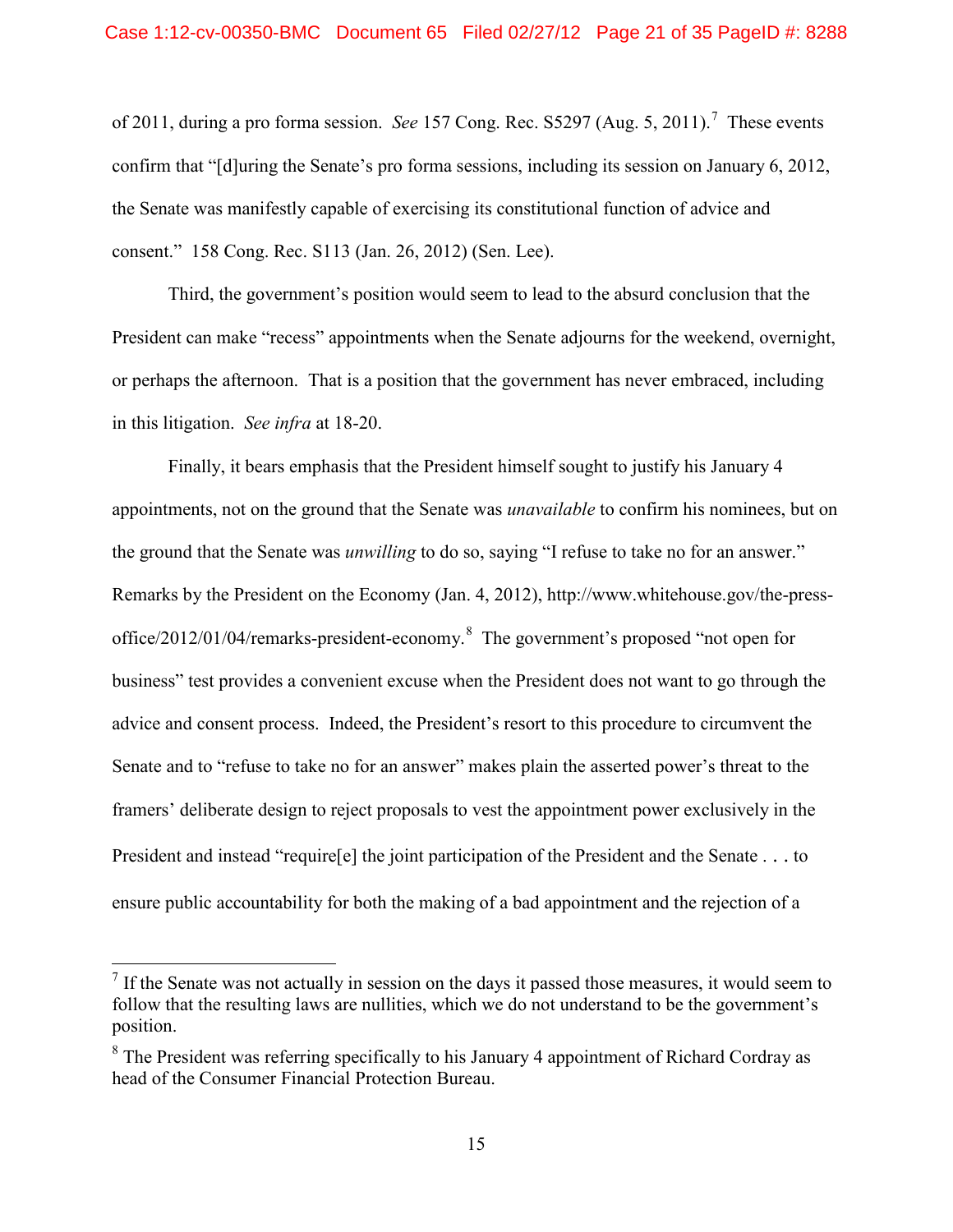of 2011, during a pro forma session. *See* 157 Cong. Rec. S5297 (Aug. 5, 2011).[7] These events confirm that "[d]uring the Senate's pro forma sessions, including its session on January 6, 2012, the Senate was manifestly capable of exercising its constitutional function of advice and consent." 158 Cong. Rec. S113 (Jan. 26, 2012) (Sen. Lee).

Third, the government's position would seem to lead to the absurd conclusion that the President can make "recess" appointments when the Senate adjourns for the weekend, overnight, or perhaps the afternoon. That is a position that the government has never embraced, including in this litigation. *See infra* at 18-20.

Finally, it bears emphasis that the President himself sought to justify his January 4 appointments, not on the ground that the Senate was *unavailable* to confirm his nominees, but on the ground that the Senate was *unwilling* to do so, saying "I refuse to take no for an answer." Remarks by the President on the Economy (Jan. 4, 2012), http://www.whitehouse.gov/the-press-office/2012/01/04/remarks-president-economy.[8] The government's proposed "not open for business" test provides a convenient excuse when the President does not want to go through the advice and consent process. Indeed, the President's resort to this procedure to circumvent the Senate and to "refuse to take no for an answer" makes plain the asserted power's threat to the framers' deliberate design to reject proposals to vest the appointment power exclusively in the President and instead "require[e] the joint participation of the President and the Senate . . . to ensure public accountability for both the making of a bad appointment and the rejection of a

---

[7] If the Senate was not actually in session on the days it passed those measures, it would seem to follow that the resulting laws are nullities, which we do not understand to be the government's position.

[8] The President was referring specifically to his January 4 appointment of Richard Cordray as head of the Consumer Financial Protection Bureau.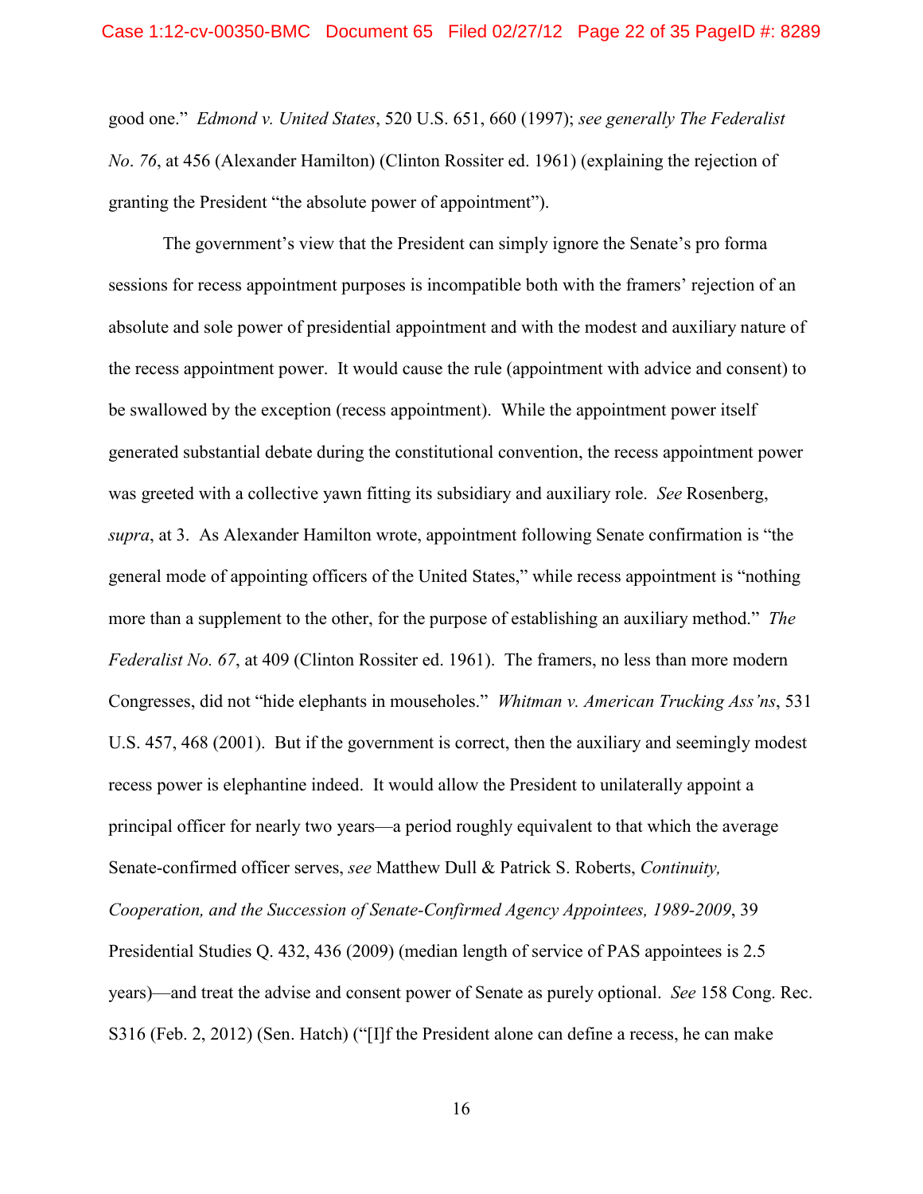good one." *Edmond v. United States*, 520 U.S. 651, 660 (1997); *see generally The Federalist No. 76*, at 456 (Alexander Hamilton) (Clinton Rossiter ed. 1961) (explaining the rejection of granting the President "the absolute power of appointment").

The government's view that the President can simply ignore the Senate's pro forma sessions for recess appointment purposes is incompatible both with the framers' rejection of an absolute and sole power of presidential appointment and with the modest and auxiliary nature of the recess appointment power. It would cause the rule (appointment with advice and consent) to be swallowed by the exception (recess appointment). While the appointment power itself generated substantial debate during the constitutional convention, the recess appointment power was greeted with a collective yawn fitting its subsidiary and auxiliary role. *See* Rosenberg, *supra*, at 3. As Alexander Hamilton wrote, appointment following Senate confirmation is "the general mode of appointing officers of the United States," while recess appointment is "nothing more than a supplement to the other, for the purpose of establishing an auxiliary method." *The Federalist No. 67*, at 409 (Clinton Rossiter ed. 1961). The framers, no less than more modern Congresses, did not "hide elephants in mouseholes." *Whitman v. American Trucking Ass'ns*, 531 U.S. 457, 468 (2001). But if the government is correct, then the auxiliary and seemingly modest recess power is elephantine indeed. It would allow the President to unilaterally appoint a principal officer for nearly two years—a period roughly equivalent to that which the average Senate-confirmed officer serves, *see* Matthew Dull & Patrick S. Roberts, *Continuity, Cooperation, and the Succession of Senate-Confirmed Agency Appointees, 1989-2009*, 39 Presidential Studies Q. 432, 436 (2009) (median length of service of PAS appointees is 2.5 years)—and treat the advise and consent power of Senate as purely optional. *See* 158 Cong. Rec. S316 (Feb. 2, 2012) (Sen. Hatch) ("[I]f the President alone can define a recess, he can make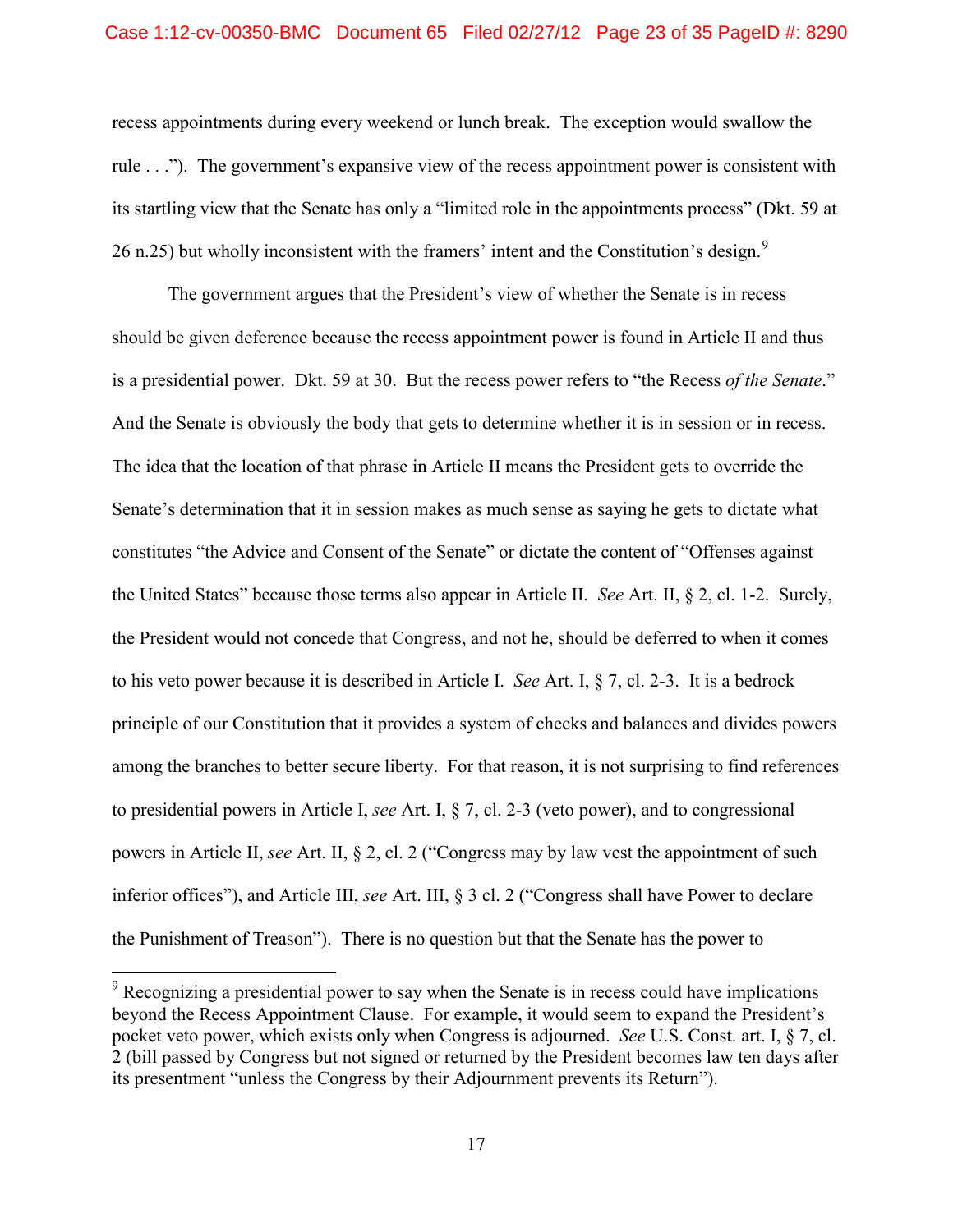recess appointments during every weekend or lunch break. The exception would swallow the rule . . ."). The government's expansive view of the recess appointment power is consistent with its startling view that the Senate has only a "limited role in the appointments process" (Dkt. 59 at 26 n.25) but wholly inconsistent with the framers' intent and the Constitution's design.[9]

The government argues that the President's view of whether the Senate is in recess should be given deference because the recess appointment power is found in Article II and thus is a presidential power. Dkt. 59 at 30. But the recess power refers to "the Recess *of the Senate*." And the Senate is obviously the body that gets to determine whether it is in session or in recess. The idea that the location of that phrase in Article II means the President gets to override the Senate's determination that it in session makes as much sense as saying he gets to dictate what constitutes "the Advice and Consent of the Senate" or dictate the content of "Offenses against the United States" because those terms also appear in Article II. *See* Art. II, § 2, cl. 1-2. Surely, the President would not concede that Congress, and not he, should be deferred to when it comes to his veto power because it is described in Article I. *See* Art. I, § 7, cl. 2-3. It is a bedrock principle of our Constitution that it provides a system of checks and balances and divides powers among the branches to better secure liberty. For that reason, it is not surprising to find references to presidential powers in Article I, *see* Art. I, § 7, cl. 2-3 (veto power), and to congressional powers in Article II, *see* Art. II, § 2, cl. 2 ("Congress may by law vest the appointment of such inferior offices"), and Article III, *see* Art. III, § 3 cl. 2 ("Congress shall have Power to declare the Punishment of Treason"). There is no question but that the Senate has the power to

---

[9] Recognizing a presidential power to say when the Senate is in recess could have implications beyond the Recess Appointment Clause. For example, it would seem to expand the President's pocket veto power, which exists only when Congress is adjourned. *See* U.S. Const. art. I, § 7, cl. 2 (bill passed by Congress but not signed or returned by the President becomes law ten days after its presentment "unless the Congress by their Adjournment prevents its Return").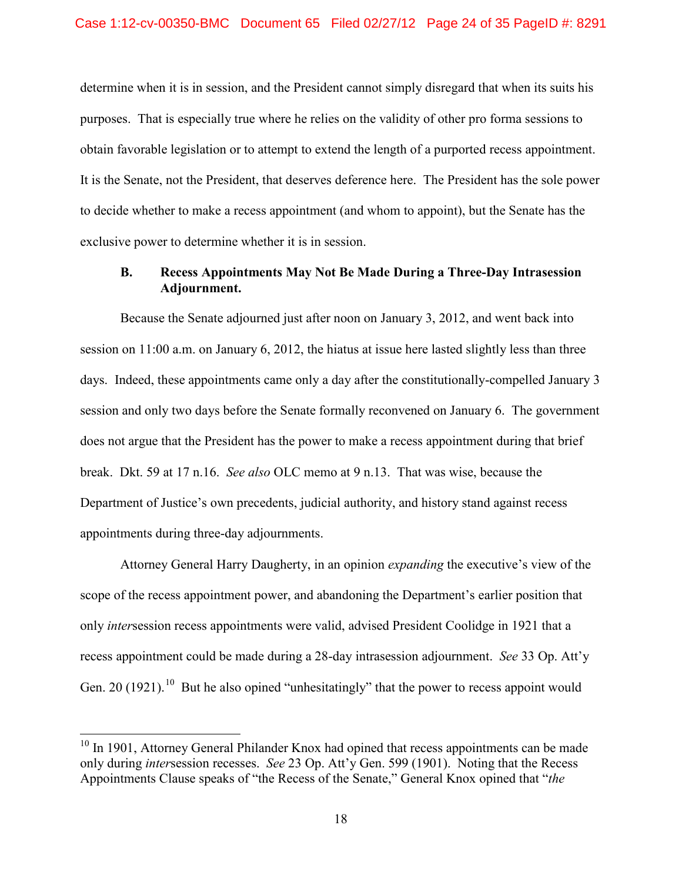determine when it is in session, and the President cannot simply disregard that when its suits his purposes. That is especially true where he relies on the validity of other pro forma sessions to obtain favorable legislation or to attempt to extend the length of a purported recess appointment. It is the Senate, not the President, that deserves deference here. The President has the sole power to decide whether to make a recess appointment (and whom to appoint), but the Senate has the exclusive power to determine whether it is in session.

### B. Recess Appointments May Not Be Made During a Three-Day Intrasession Adjournment.

Because the Senate adjourned just after noon on January 3, 2012, and went back into session on 11:00 a.m. on January 6, 2012, the hiatus at issue here lasted slightly less than three days. Indeed, these appointments came only a day after the constitutionally-compelled January 3 session and only two days before the Senate formally reconvened on January 6. The government does not argue that the President has the power to make a recess appointment during that brief break. Dkt. 59 at 17 n.16. *See also* OLC memo at 9 n.13. That was wise, because the Department of Justice's own precedents, judicial authority, and history stand against recess appointments during three-day adjournments.

Attorney General Harry Daugherty, in an opinion *expanding* the executive's view of the scope of the recess appointment power, and abandoning the Department's earlier position that only *inter*session recess appointments were valid, advised President Coolidge in 1921 that a recess appointment could be made during a 28-day intrasession adjournment. *See* 33 Op. Att'y Gen. 20 (1921).[10] But he also opined "unhesitatingly" that the power to recess appoint would

[10] In 1901, Attorney General Philander Knox had opined that recess appointments can be made only during *inter*session recesses. *See* 23 Op. Att'y Gen. 599 (1901). Noting that the Recess Appointments Clause speaks of "the Recess of the Senate," General Knox opined that "*the*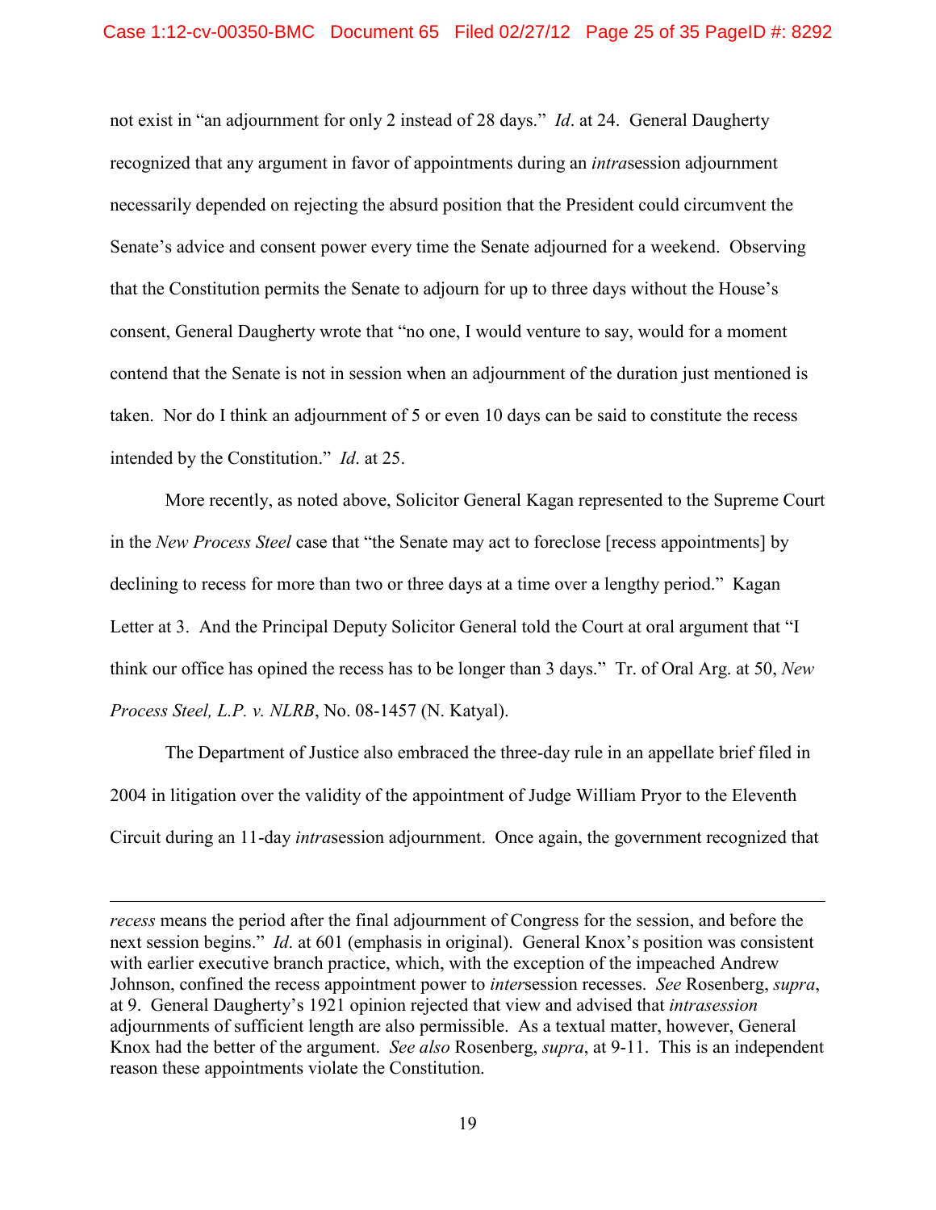not exist in "an adjournment for only 2 instead of 28 days." *Id*. at 24. General Daugherty recognized that any argument in favor of appointments during an *intra*session adjournment necessarily depended on rejecting the absurd position that the President could circumvent the Senate's advice and consent power every time the Senate adjourned for a weekend. Observing that the Constitution permits the Senate to adjourn for up to three days without the House's consent, General Daugherty wrote that "no one, I would venture to say, would for a moment contend that the Senate is not in session when an adjournment of the duration just mentioned is taken. Nor do I think an adjournment of 5 or even 10 days can be said to constitute the recess intended by the Constitution." *Id*. at 25.

More recently, as noted above, Solicitor General Kagan represented to the Supreme Court in the *New Process Steel* case that "the Senate may act to foreclose [recess appointments] by declining to recess for more than two or three days at a time over a lengthy period." Kagan Letter at 3. And the Principal Deputy Solicitor General told the Court at oral argument that "I think our office has opined the recess has to be longer than 3 days." Tr. of Oral Arg. at 50, *New Process Steel, L.P. v. NLRB*, No. 08-1457 (N. Katyal).

The Department of Justice also embraced the three-day rule in an appellate brief filed in 2004 in litigation over the validity of the appointment of Judge William Pryor to the Eleventh Circuit during an 11-day *intra*session adjournment. Once again, the government recognized that

---

*recess* means the period after the final adjournment of Congress for the session, and before the next session begins." *Id*. at 601 (emphasis in original). General Knox's position was consistent with earlier executive branch practice, which, with the exception of the impeached Andrew Johnson, confined the recess appointment power to *inter*session recesses. *See* Rosenberg, *supra*, at 9. General Daugherty's 1921 opinion rejected that view and advised that *intrasession* adjournments of sufficient length are also permissible. As a textual matter, however, General Knox had the better of the argument. *See also* Rosenberg, *supra*, at 9-11. This is an independent reason these appointments violate the Constitution.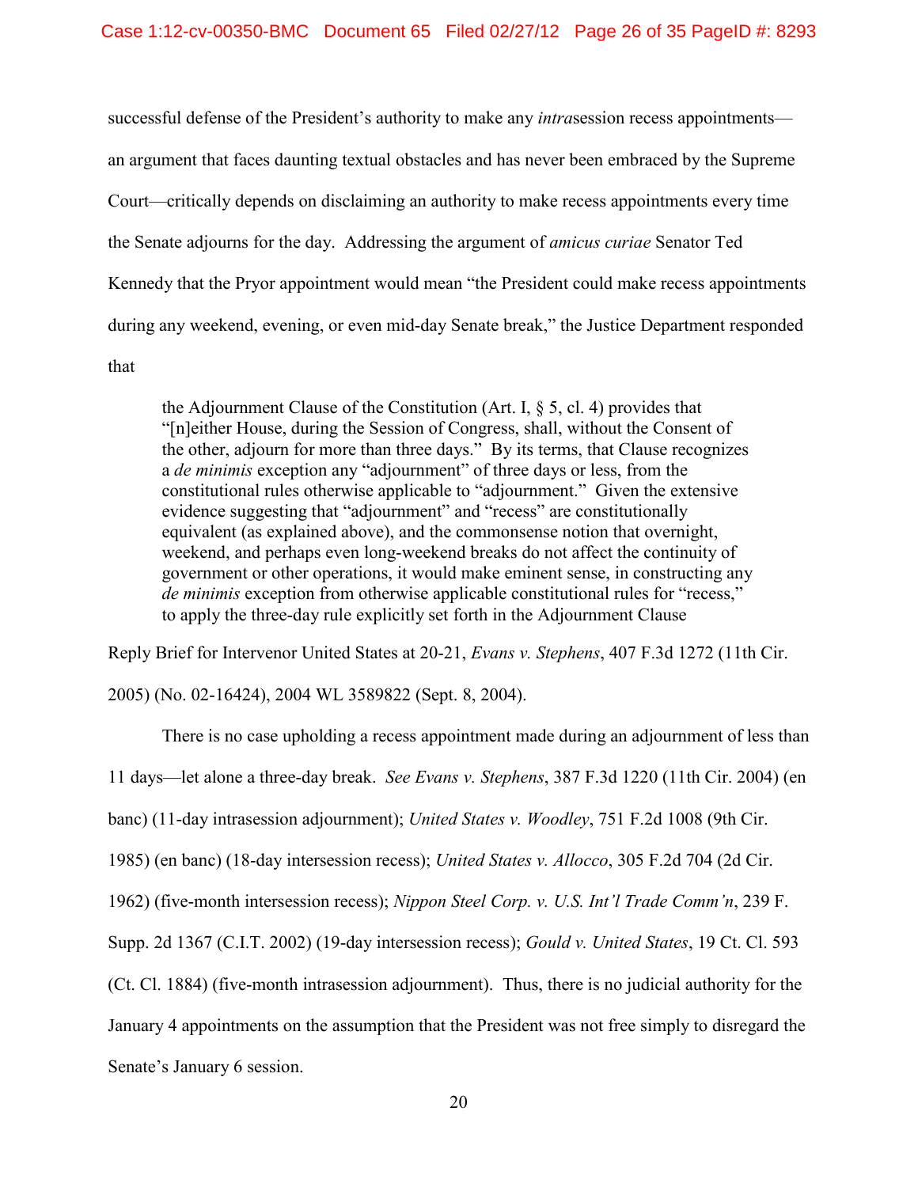successful defense of the President's authority to make any *intra*session recess appointments—an argument that faces daunting textual obstacles and has never been embraced by the Supreme Court—critically depends on disclaiming an authority to make recess appointments every time the Senate adjourns for the day. Addressing the argument of *amicus curiae* Senator Ted Kennedy that the Pryor appointment would mean "the President could make recess appointments during any weekend, evening, or even mid-day Senate break," the Justice Department responded that

> the Adjournment Clause of the Constitution (Art. I, § 5, cl. 4) provides that "[n]either House, during the Session of Congress, shall, without the Consent of the other, adjourn for more than three days." By its terms, that Clause recognizes a *de minimis* exception any "adjournment" of three days or less, from the constitutional rules otherwise applicable to "adjournment." Given the extensive evidence suggesting that "adjournment" and "recess" are constitutionally equivalent (as explained above), and the commonsense notion that overnight, weekend, and perhaps even long-weekend breaks do not affect the continuity of government or other operations, it would make eminent sense, in constructing any *de minimis* exception from otherwise applicable constitutional rules for "recess," to apply the three-day rule explicitly set forth in the Adjournment Clause

Reply Brief for Intervenor United States at 20-21, *Evans v. Stephens*, 407 F.3d 1272 (11th Cir. 2005) (No. 02-16424), 2004 WL 3589822 (Sept. 8, 2004).

There is no case upholding a recess appointment made during an adjournment of less than 11 days—let alone a three-day break. *See Evans v. Stephens*, 387 F.3d 1220 (11th Cir. 2004) (en banc) (11-day intrasession adjournment); *United States v. Woodley*, 751 F.2d 1008 (9th Cir. 1985) (en banc) (18-day intersession recess); *United States v. Allocco*, 305 F.2d 704 (2d Cir. 1962) (five-month intersession recess); *Nippon Steel Corp. v. U.S. Int'l Trade Comm'n*, 239 F. Supp. 2d 1367 (C.I.T. 2002) (19-day intersession recess); *Gould v. United States*, 19 Ct. Cl. 593 (Ct. Cl. 1884) (five-month intrasession adjournment). Thus, there is no judicial authority for the January 4 appointments on the assumption that the President was not free simply to disregard the Senate's January 6 session.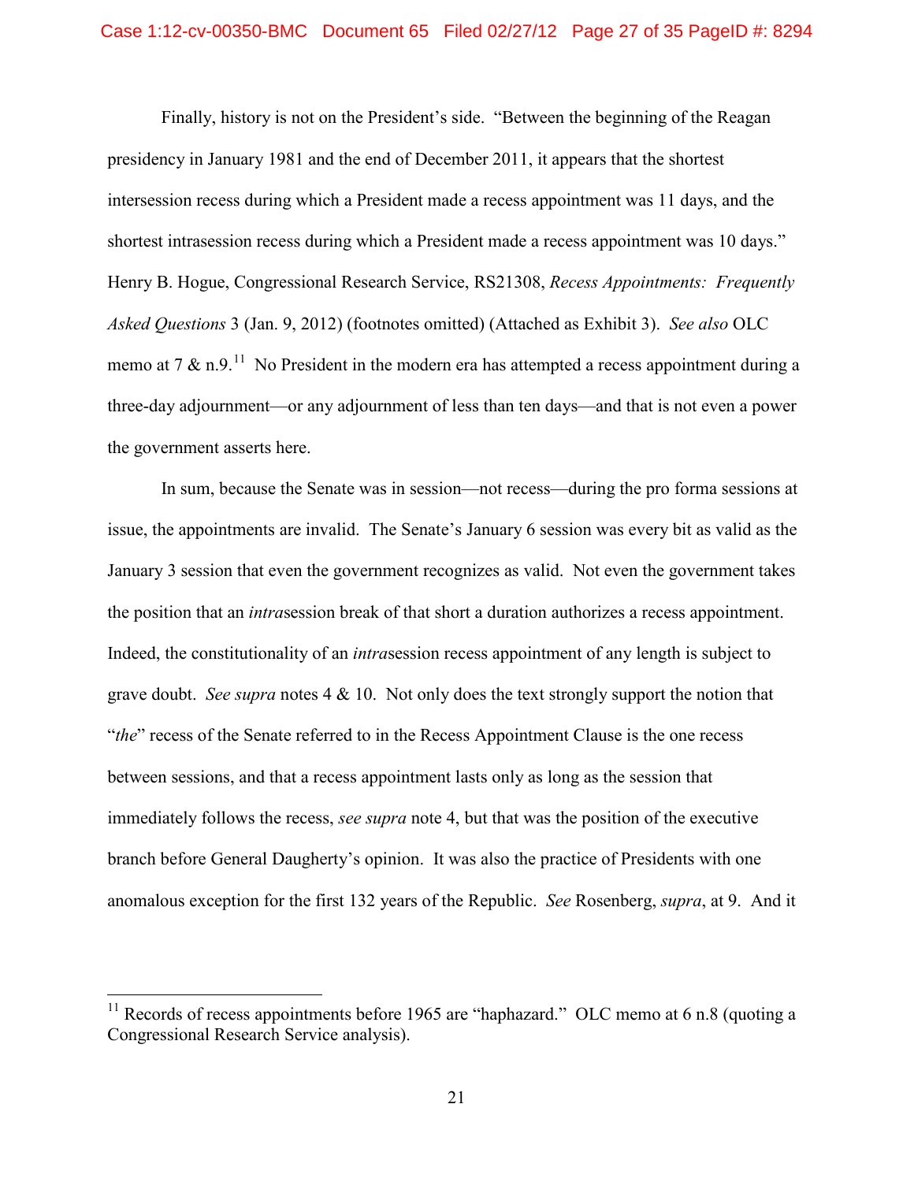Finally, history is not on the President's side. "Between the beginning of the Reagan presidency in January 1981 and the end of December 2011, it appears that the shortest intersession recess during which a President made a recess appointment was 11 days, and the shortest intrasession recess during which a President made a recess appointment was 10 days." Henry B. Hogue, Congressional Research Service, RS21308, *Recess Appointments: Frequently Asked Questions* 3 (Jan. 9, 2012) (footnotes omitted) (Attached as Exhibit 3). *See also* OLC memo at 7 & n.9.[11] No President in the modern era has attempted a recess appointment during a three-day adjournment—or any adjournment of less than ten days—and that is not even a power the government asserts here.

In sum, because the Senate was in session—not recess—during the pro forma sessions at issue, the appointments are invalid. The Senate's January 6 session was every bit as valid as the January 3 session that even the government recognizes as valid. Not even the government takes the position that an *intra*session break of that short a duration authorizes a recess appointment. Indeed, the constitutionality of an *intra*session recess appointment of any length is subject to grave doubt. *See supra* notes 4 & 10. Not only does the text strongly support the notion that "*the*" recess of the Senate referred to in the Recess Appointment Clause is the one recess between sessions, and that a recess appointment lasts only as long as the session that immediately follows the recess, *see supra* note 4, but that was the position of the executive branch before General Daugherty's opinion. It was also the practice of Presidents with one anomalous exception for the first 132 years of the Republic. *See* Rosenberg, *supra*, at 9. And it

---

[11] Records of recess appointments before 1965 are "haphazard." OLC memo at 6 n.8 (quoting a Congressional Research Service analysis).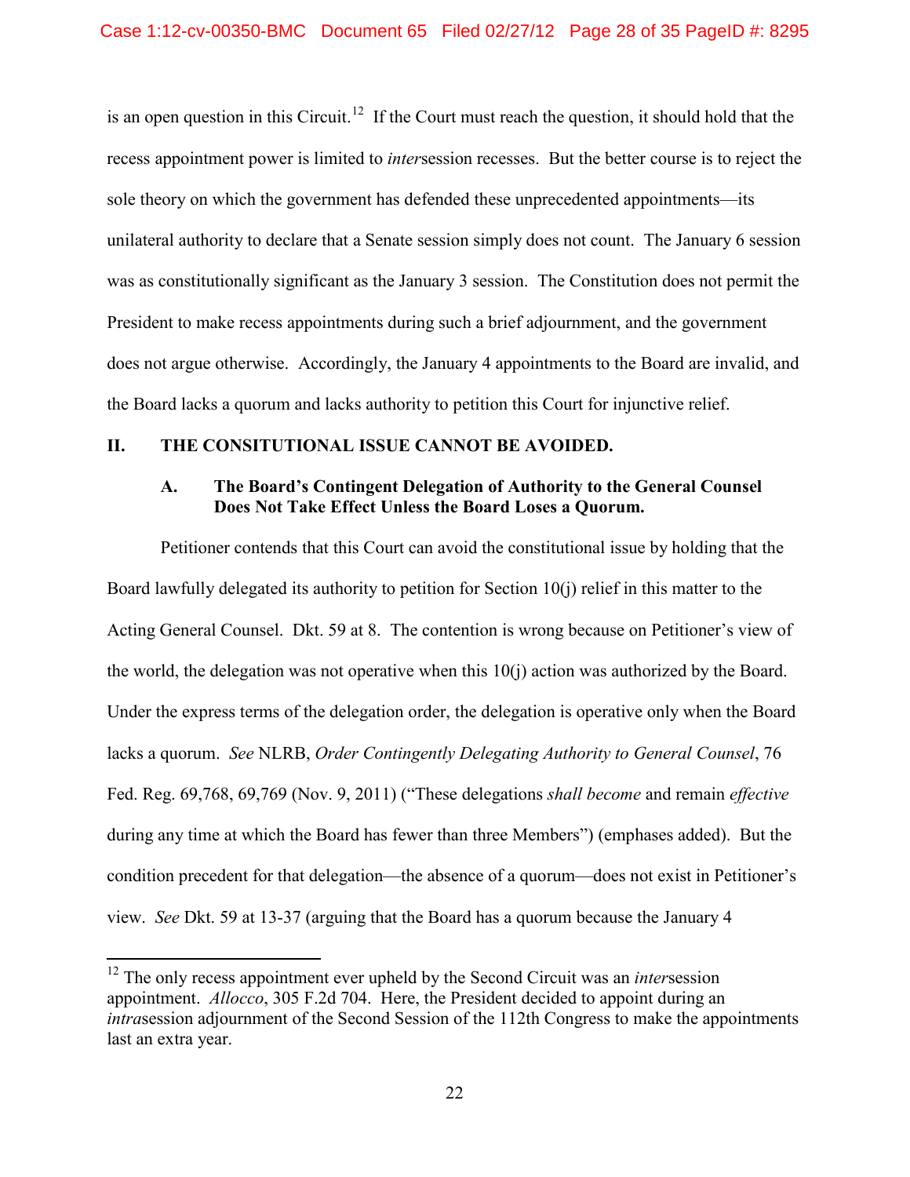is an open question in this Circuit.[12] If the Court must reach the question, it should hold that the recess appointment power is limited to *inter*session recesses. But the better course is to reject the sole theory on which the government has defended these unprecedented appointments—its unilateral authority to declare that a Senate session simply does not count. The January 6 session was as constitutionally significant as the January 3 session. The Constitution does not permit the President to make recess appointments during such a brief adjournment, and the government does not argue otherwise. Accordingly, the January 4 appointments to the Board are invalid, and the Board lacks a quorum and lacks authority to petition this Court for injunctive relief.

## II. THE CONSITUTIONAL ISSUE CANNOT BE AVOIDED.

### A. The Board's Contingent Delegation of Authority to the General Counsel Does Not Take Effect Unless the Board Loses a Quorum.

Petitioner contends that this Court can avoid the constitutional issue by holding that the Board lawfully delegated its authority to petition for Section 10(j) relief in this matter to the Acting General Counsel. Dkt. 59 at 8. The contention is wrong because on Petitioner's view of the world, the delegation was not operative when this 10(j) action was authorized by the Board. Under the express terms of the delegation order, the delegation is operative only when the Board lacks a quorum. *See* NLRB, *Order Contingently Delegating Authority to General Counsel*, 76 Fed. Reg. 69,768, 69,769 (Nov. 9, 2011) ("These delegations *shall become* and remain *effective* during any time at which the Board has fewer than three Members") (emphases added). But the condition precedent for that delegation—the absence of a quorum—does not exist in Petitioner's view. *See* Dkt. 59 at 13-37 (arguing that the Board has a quorum because the January 4

---

[12] The only recess appointment ever upheld by the Second Circuit was an *inter*session appointment. *Allocco*, 305 F.2d 704. Here, the President decided to appoint during an *intra*session adjournment of the Second Session of the 112th Congress to make the appointments last an extra year.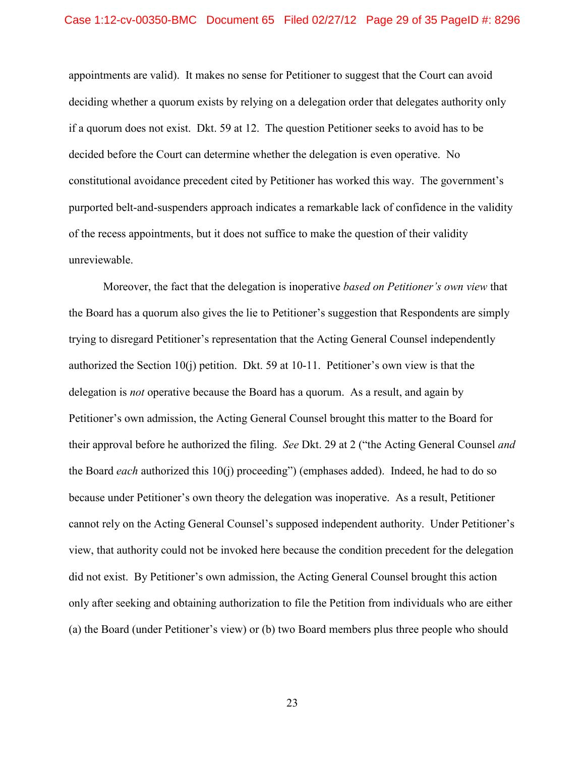appointments are valid). It makes no sense for Petitioner to suggest that the Court can avoid deciding whether a quorum exists by relying on a delegation order that delegates authority only if a quorum does not exist. Dkt. 59 at 12. The question Petitioner seeks to avoid has to be decided before the Court can determine whether the delegation is even operative. No constitutional avoidance precedent cited by Petitioner has worked this way. The government's purported belt-and-suspenders approach indicates a remarkable lack of confidence in the validity of the recess appointments, but it does not suffice to make the question of their validity unreviewable.

Moreover, the fact that the delegation is inoperative *based on Petitioner's own view* that the Board has a quorum also gives the lie to Petitioner's suggestion that Respondents are simply trying to disregard Petitioner's representation that the Acting General Counsel independently authorized the Section 10(j) petition. Dkt. 59 at 10-11. Petitioner's own view is that the delegation is *not* operative because the Board has a quorum. As a result, and again by Petitioner's own admission, the Acting General Counsel brought this matter to the Board for their approval before he authorized the filing. *See* Dkt. 29 at 2 ("the Acting General Counsel *and* the Board *each* authorized this 10(j) proceeding") (emphases added). Indeed, he had to do so because under Petitioner's own theory the delegation was inoperative. As a result, Petitioner cannot rely on the Acting General Counsel's supposed independent authority. Under Petitioner's view, that authority could not be invoked here because the condition precedent for the delegation did not exist. By Petitioner's own admission, the Acting General Counsel brought this action only after seeking and obtaining authorization to file the Petition from individuals who are either (a) the Board (under Petitioner's view) or (b) two Board members plus three people who should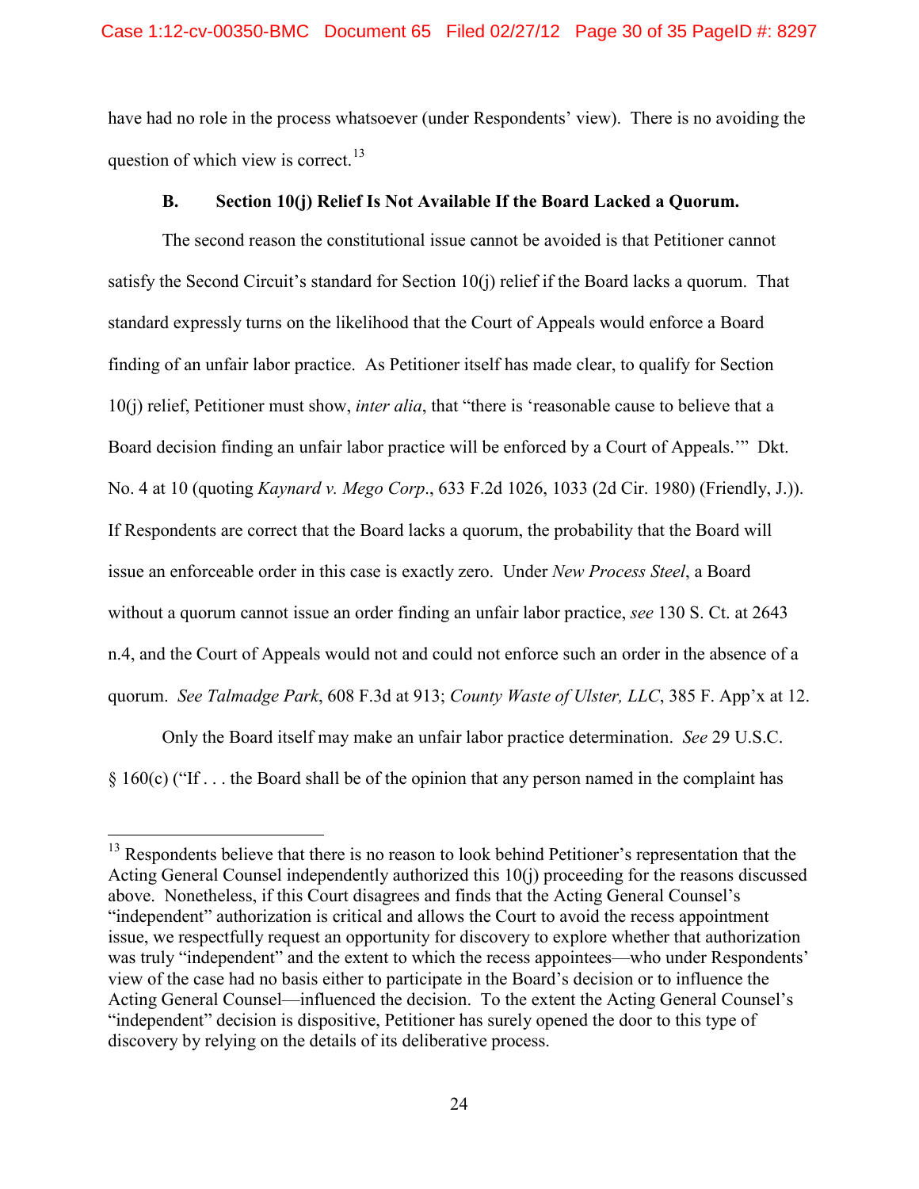have had no role in the process whatsoever (under Respondents' view). There is no avoiding the question of which view is correct.[13]

### B. Section 10(j) Relief Is Not Available If the Board Lacked a Quorum.

The second reason the constitutional issue cannot be avoided is that Petitioner cannot satisfy the Second Circuit's standard for Section 10(j) relief if the Board lacks a quorum. That standard expressly turns on the likelihood that the Court of Appeals would enforce a Board finding of an unfair labor practice. As Petitioner itself has made clear, to qualify for Section 10(j) relief, Petitioner must show, *inter alia*, that "there is 'reasonable cause to believe that a Board decision finding an unfair labor practice will be enforced by a Court of Appeals.'" Dkt. No. 4 at 10 (quoting *Kaynard v. Mego Corp*., 633 F.2d 1026, 1033 (2d Cir. 1980) (Friendly, J.)). If Respondents are correct that the Board lacks a quorum, the probability that the Board will issue an enforceable order in this case is exactly zero. Under *New Process Steel*, a Board without a quorum cannot issue an order finding an unfair labor practice, *see* 130 S. Ct. at 2643 n.4, and the Court of Appeals would not and could not enforce such an order in the absence of a quorum. *See Talmadge Park*, 608 F.3d at 913; *County Waste of Ulster, LLC*, 385 F. App'x at 12.

Only the Board itself may make an unfair labor practice determination. *See* 29 U.S.C. § 160(c) ("If . . . the Board shall be of the opinion that any person named in the complaint has

---

[13] Respondents believe that there is no reason to look behind Petitioner's representation that the Acting General Counsel independently authorized this 10(j) proceeding for the reasons discussed above. Nonetheless, if this Court disagrees and finds that the Acting General Counsel's "independent" authorization is critical and allows the Court to avoid the recess appointment issue, we respectfully request an opportunity for discovery to explore whether that authorization was truly "independent" and the extent to which the recess appointees—who under Respondents' view of the case had no basis either to participate in the Board's decision or to influence the Acting General Counsel—influenced the decision. To the extent the Acting General Counsel's "independent" decision is dispositive, Petitioner has surely opened the door to this type of discovery by relying on the details of its deliberative process.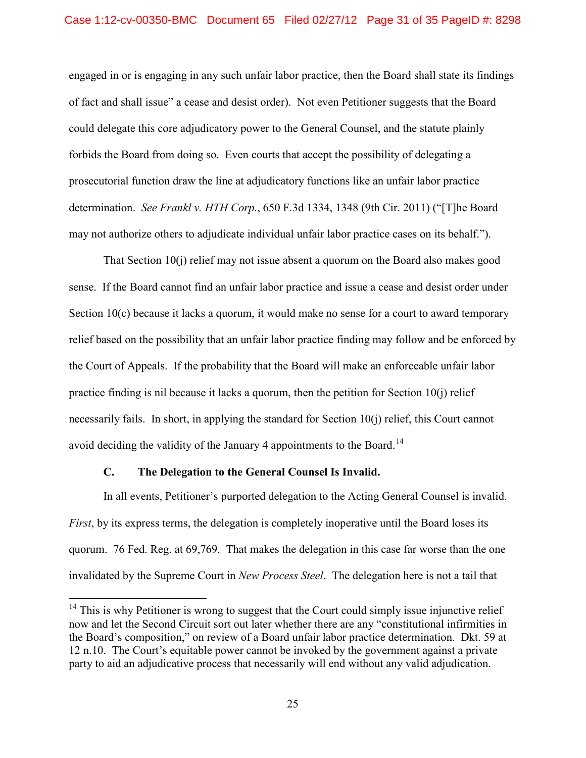engaged in or is engaging in any such unfair labor practice, then the Board shall state its findings of fact and shall issue" a cease and desist order). Not even Petitioner suggests that the Board could delegate this core adjudicatory power to the General Counsel, and the statute plainly forbids the Board from doing so. Even courts that accept the possibility of delegating a prosecutorial function draw the line at adjudicatory functions like an unfair labor practice determination. *See Frankl v. HTH Corp.*, 650 F.3d 1334, 1348 (9th Cir. 2011) ("[T]he Board may not authorize others to adjudicate individual unfair labor practice cases on its behalf.").

That Section 10(j) relief may not issue absent a quorum on the Board also makes good sense. If the Board cannot find an unfair labor practice and issue a cease and desist order under Section 10(c) because it lacks a quorum, it would make no sense for a court to award temporary relief based on the possibility that an unfair labor practice finding may follow and be enforced by the Court of Appeals. If the probability that the Board will make an enforceable unfair labor practice finding is nil because it lacks a quorum, then the petition for Section 10(j) relief necessarily fails. In short, in applying the standard for Section 10(j) relief, this Court cannot avoid deciding the validity of the January 4 appointments to the Board.[14]

### C. The Delegation to the General Counsel Is Invalid.

In all events, Petitioner's purported delegation to the Acting General Counsel is invalid. *First*, by its express terms, the delegation is completely inoperative until the Board loses its quorum. 76 Fed. Reg. at 69,769. That makes the delegation in this case far worse than the one invalidated by the Supreme Court in *New Process Steel*. The delegation here is not a tail that

---

[14] This is why Petitioner is wrong to suggest that the Court could simply issue injunctive relief now and let the Second Circuit sort out later whether there are any "constitutional infirmities in the Board's composition," on review of a Board unfair labor practice determination. Dkt. 59 at 12 n.10. The Court's equitable power cannot be invoked by the government against a private party to aid an adjudicative process that necessarily will end without any valid adjudication.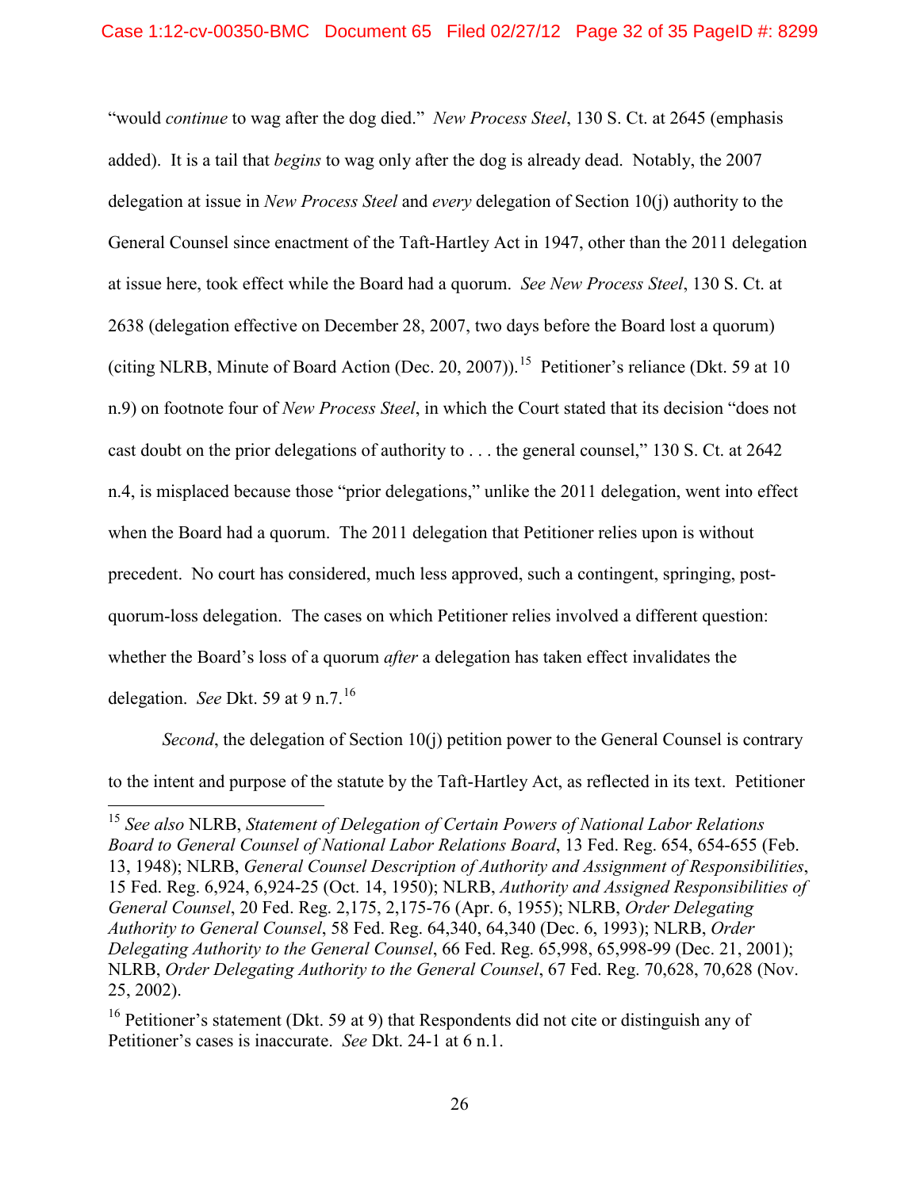"would *continue* to wag after the dog died." *New Process Steel*, 130 S. Ct. at 2645 (emphasis added). It is a tail that *begins* to wag only after the dog is already dead. Notably, the 2007 delegation at issue in *New Process Steel* and *every* delegation of Section 10(j) authority to the General Counsel since enactment of the Taft-Hartley Act in 1947, other than the 2011 delegation at issue here, took effect while the Board had a quorum. *See New Process Steel*, 130 S. Ct. at 2638 (delegation effective on December 28, 2007, two days before the Board lost a quorum) (citing NLRB, Minute of Board Action (Dec. 20, 2007)).[15] Petitioner's reliance (Dkt. 59 at 10 n.9) on footnote four of *New Process Steel*, in which the Court stated that its decision "does not cast doubt on the prior delegations of authority to . . . the general counsel," 130 S. Ct. at 2642 n.4, is misplaced because those "prior delegations," unlike the 2011 delegation, went into effect when the Board had a quorum. The 2011 delegation that Petitioner relies upon is without precedent. No court has considered, much less approved, such a contingent, springing, post-quorum-loss delegation. The cases on which Petitioner relies involved a different question: whether the Board's loss of a quorum *after* a delegation has taken effect invalidates the delegation. *See* Dkt. 59 at 9 n.7.[16]

*Second*, the delegation of Section 10(j) petition power to the General Counsel is contrary to the intent and purpose of the statute by the Taft-Hartley Act, as reflected in its text. Petitioner

---

[15] *See also* NLRB, *Statement of Delegation of Certain Powers of National Labor Relations Board to General Counsel of National Labor Relations Board*, 13 Fed. Reg. 654, 654-655 (Feb. 13, 1948); NLRB, *General Counsel Description of Authority and Assignment of Responsibilities*, 15 Fed. Reg. 6,924, 6,924-25 (Oct. 14, 1950); NLRB, *Authority and Assigned Responsibilities of General Counsel*, 20 Fed. Reg. 2,175, 2,175-76 (Apr. 6, 1955); NLRB, *Order Delegating Authority to General Counsel*, 58 Fed. Reg. 64,340, 64,340 (Dec. 6, 1993); NLRB, *Order Delegating Authority to the General Counsel*, 66 Fed. Reg. 65,998, 65,998-99 (Dec. 21, 2001); NLRB, *Order Delegating Authority to the General Counsel*, 67 Fed. Reg. 70,628, 70,628 (Nov. 25, 2002).

[16] Petitioner's statement (Dkt. 59 at 9) that Respondents did not cite or distinguish any of Petitioner's cases is inaccurate. *See* Dkt. 24-1 at 6 n.1.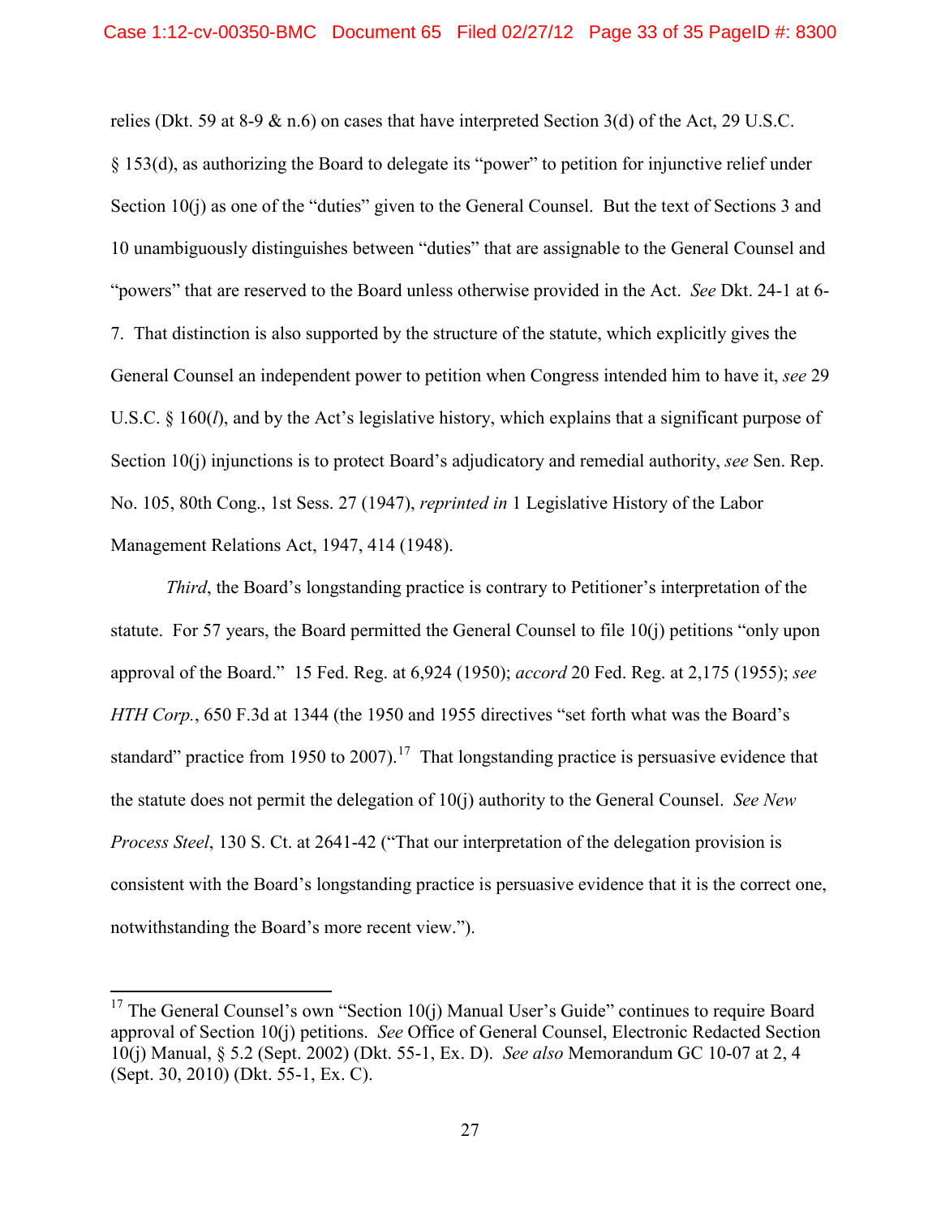relies (Dkt. 59 at 8-9 & n.6) on cases that have interpreted Section 3(d) of the Act, 29 U.S.C. § 153(d), as authorizing the Board to delegate its "power" to petition for injunctive relief under Section 10(j) as one of the "duties" given to the General Counsel. But the text of Sections 3 and 10 unambiguously distinguishes between "duties" that are assignable to the General Counsel and "powers" that are reserved to the Board unless otherwise provided in the Act. *See* Dkt. 24-1 at 6-7. That distinction is also supported by the structure of the statute, which explicitly gives the General Counsel an independent power to petition when Congress intended him to have it, *see* 29 U.S.C. § 160(*l*), and by the Act's legislative history, which explains that a significant purpose of Section 10(j) injunctions is to protect Board's adjudicatory and remedial authority, *see* Sen. Rep. No. 105, 80th Cong., 1st Sess. 27 (1947), *reprinted in* 1 Legislative History of the Labor Management Relations Act, 1947, 414 (1948).

*Third*, the Board's longstanding practice is contrary to Petitioner's interpretation of the statute. For 57 years, the Board permitted the General Counsel to file 10(j) petitions "only upon approval of the Board." 15 Fed. Reg. at 6,924 (1950); *accord* 20 Fed. Reg. at 2,175 (1955); *see HTH Corp.*, 650 F.3d at 1344 (the 1950 and 1955 directives "set forth what was the Board's standard" practice from 1950 to 2007).[17] That longstanding practice is persuasive evidence that the statute does not permit the delegation of 10(j) authority to the General Counsel. *See New Process Steel*, 130 S. Ct. at 2641-42 ("That our interpretation of the delegation provision is consistent with the Board's longstanding practice is persuasive evidence that it is the correct one, notwithstanding the Board's more recent view.").

---

[17] The General Counsel's own "Section 10(j) Manual User's Guide" continues to require Board approval of Section 10(j) petitions. *See* Office of General Counsel, Electronic Redacted Section 10(j) Manual, § 5.2 (Sept. 2002) (Dkt. 55-1, Ex. D). *See also* Memorandum GC 10-07 at 2, 4 (Sept. 30, 2010) (Dkt. 55-1, Ex. C).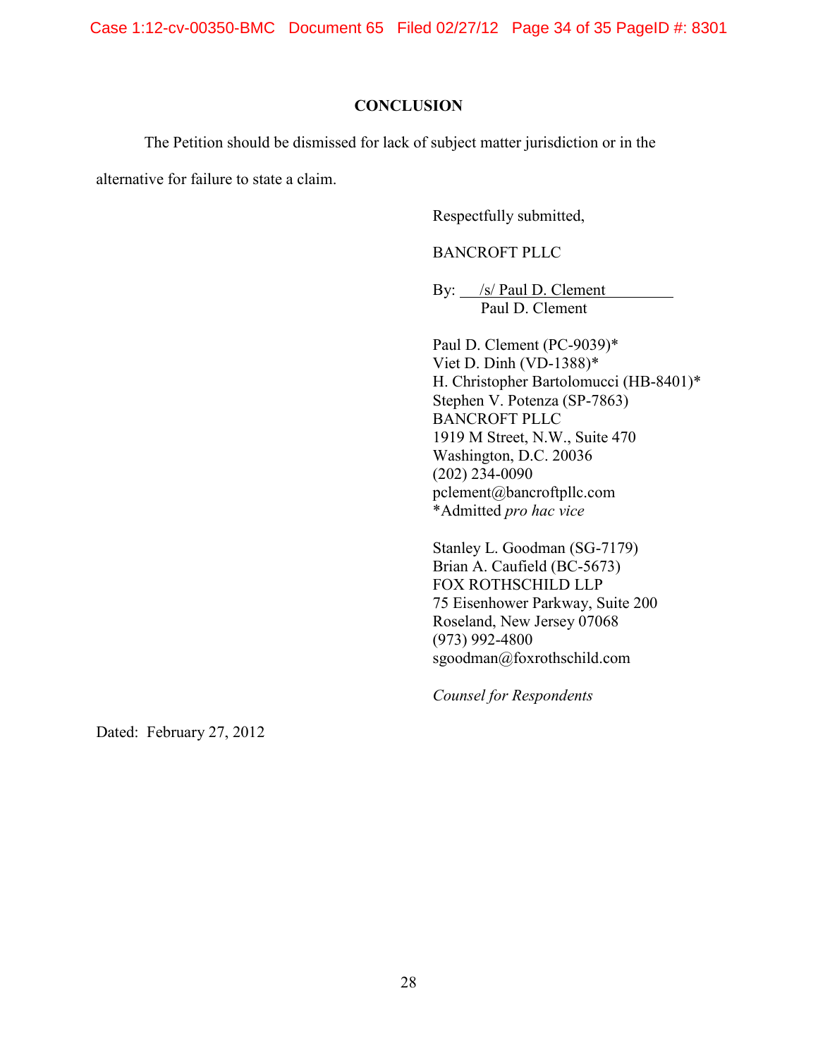## CONCLUSION

The Petition should be dismissed for lack of subject matter jurisdiction or in the alternative for failure to state a claim.

Respectfully submitted,

BANCROFT PLLC

By: /s/ Paul D. Clement
Paul D. Clement

Paul D. Clement (PC-9039)*
Viet D. Dinh (VD-1388)*
H. Christopher Bartolomucci (HB-8401)*
Stephen V. Potenza (SP-7863)
BANCROFT PLLC
1919 M Street, N.W., Suite 470
Washington, D.C. 20036
(202) 234-0090
pclement@bancroftpllc.com
*Admitted *pro hac vice*

Stanley L. Goodman (SG-7179)
Brian A. Caufield (BC-5673)
FOX ROTHSCHILD LLP
75 Eisenhower Parkway, Suite 200
Roseland, New Jersey 07068
(973) 992-4800
sgoodman@foxrothschild.com

*Counsel for Respondents*

Dated: February 27, 2012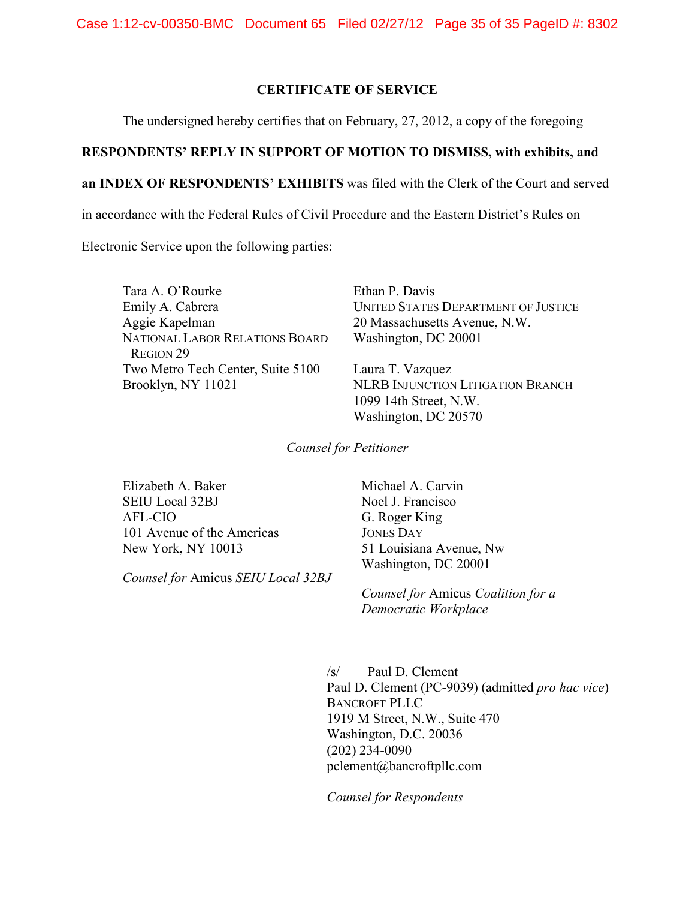## CERTIFICATE OF SERVICE

The undersigned hereby certifies that on February, 27, 2012, a copy of the foregoing **RESPONDENTS' REPLY IN SUPPORT OF MOTION TO DISMISS, with exhibits, and an INDEX OF RESPONDENTS' EXHIBITS** was filed with the Clerk of the Court and served in accordance with the Federal Rules of Civil Procedure and the Eastern District's Rules on Electronic Service upon the following parties:

Tara A. O'Rourke
Emily A. Cabrera
Aggie Kapelman
NATIONAL LABOR RELATIONS BOARD
REGION 29
Two Metro Tech Center, Suite 5100
Brooklyn, NY 11021

Ethan P. Davis
UNITED STATES DEPARTMENT OF JUSTICE
20 Massachusetts Avenue, N.W.
Washington, DC 20001

Laura T. Vazquez
NLRB INJUNCTION LITIGATION BRANCH
1099 14th Street, N.W.
Washington, DC 20570

*Counsel for Petitioner*

Elizabeth A. Baker
SEIU Local 32BJ
AFL-CIO
101 Avenue of the Americas
New York, NY 10013

*Counsel for* Amicus *SEIU Local 32BJ*

Michael A. Carvin
Noel J. Francisco
G. Roger King
JONES DAY
51 Louisiana Avenue, Nw
Washington, DC 20001

*Counsel for* Amicus *Coalition for a Democratic Workplace*

/s/ Paul D. Clement
Paul D. Clement (PC-9039) (admitted *pro hac vice*)
BANCROFT PLLC
1919 M Street, N.W., Suite 470
Washington, D.C. 20036
(202) 234-0090
pclement@bancroftpllc.com

*Counsel for Respondents*